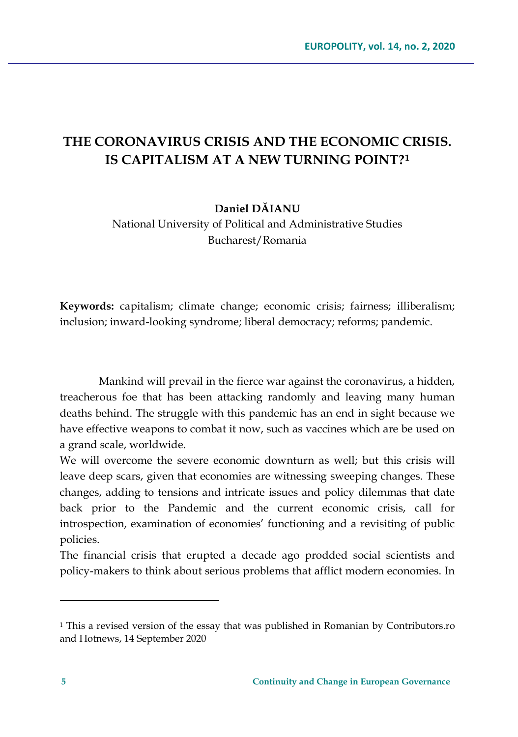# THE CORONAVIRUS CRISIS AND THE ECONOMIC CRISIS. IS CAPITALISM AT A NEW TURNING POINT?[1]

**Daniel DĂIANU**

National University of Political and Administrative Studies
Bucharest/Romania

**Keywords:** capitalism; climate change; economic crisis; fairness; illiberalism; inclusion; inward-looking syndrome; liberal democracy; reforms; pandemic.

Mankind will prevail in the fierce war against the coronavirus, a hidden, treacherous foe that has been attacking randomly and leaving many human deaths behind. The struggle with this pandemic has an end in sight because we have effective weapons to combat it now, such as vaccines which are be used on a grand scale, worldwide.

We will overcome the severe economic downturn as well; but this crisis will leave deep scars, given that economies are witnessing sweeping changes. These changes, adding to tensions and intricate issues and policy dilemmas that date back prior to the Pandemic and the current economic crisis, call for introspection, examination of economies' functioning and a revisiting of public policies.

The financial crisis that erupted a decade ago prodded social scientists and policy-makers to think about serious problems that afflict modern economies. In

[1] This a revised version of the essay that was published in Romanian by Contributors.ro and Hotnews, 14 September 2020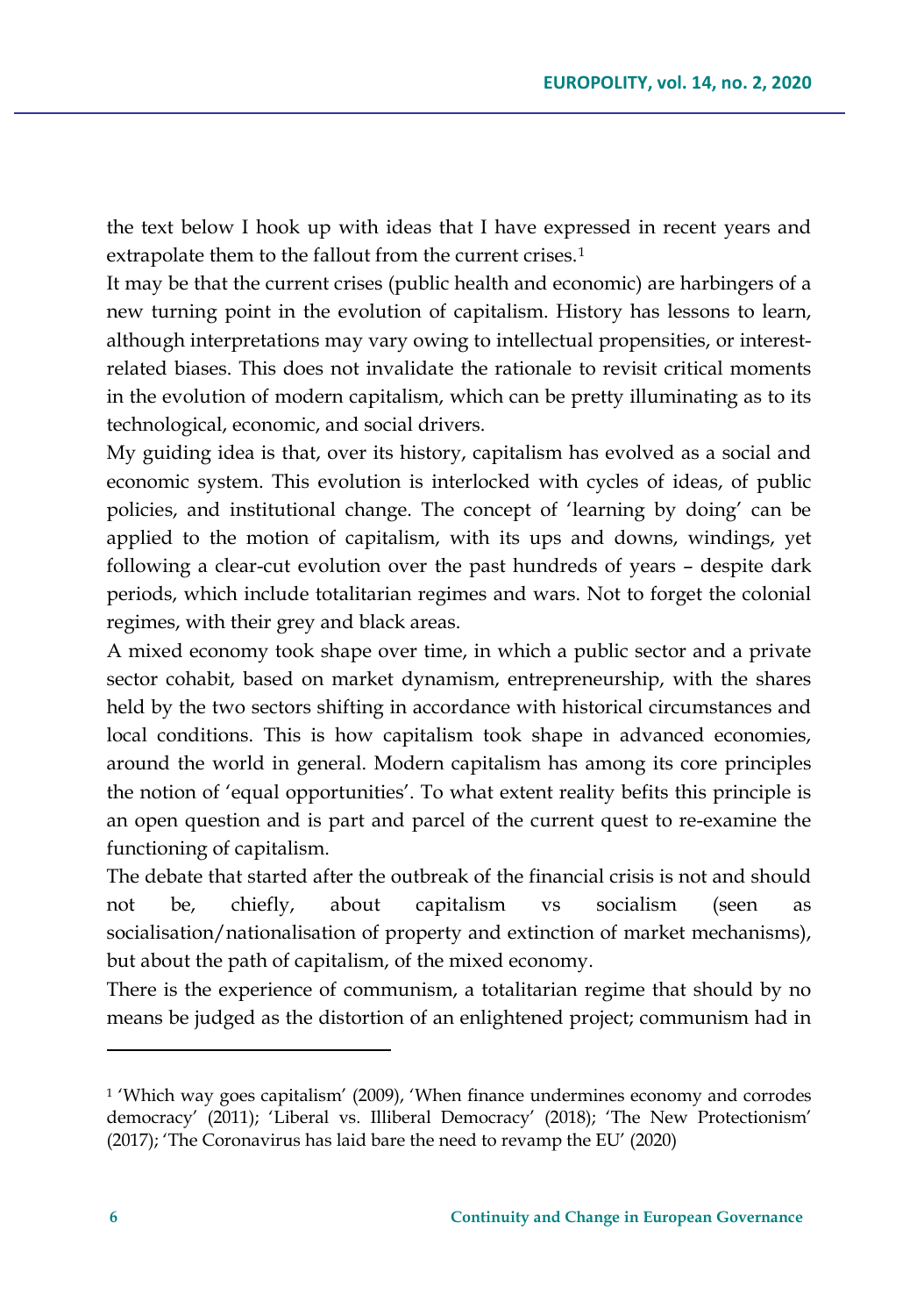the text below I hook up with ideas that I have expressed in recent years and extrapolate them to the fallout from the current crises.[1]

It may be that the current crises (public health and economic) are harbingers of a new turning point in the evolution of capitalism. History has lessons to learn, although interpretations may vary owing to intellectual propensities, or interest-related biases. This does not invalidate the rationale to revisit critical moments in the evolution of modern capitalism, which can be pretty illuminating as to its technological, economic, and social drivers.

My guiding idea is that, over its history, capitalism has evolved as a social and economic system. This evolution is interlocked with cycles of ideas, of public policies, and institutional change. The concept of 'learning by doing' can be applied to the motion of capitalism, with its ups and downs, windings, yet following a clear-cut evolution over the past hundreds of years – despite dark periods, which include totalitarian regimes and wars. Not to forget the colonial regimes, with their grey and black areas.

A mixed economy took shape over time, in which a public sector and a private sector cohabit, based on market dynamism, entrepreneurship, with the shares held by the two sectors shifting in accordance with historical circumstances and local conditions. This is how capitalism took shape in advanced economies, around the world in general. Modern capitalism has among its core principles the notion of 'equal opportunities'. To what extent reality befits this principle is an open question and is part and parcel of the current quest to re-examine the functioning of capitalism.

The debate that started after the outbreak of the financial crisis is not and should not be, chiefly, about capitalism vs socialism (seen as socialisation/nationalisation of property and extinction of market mechanisms), but about the path of capitalism, of the mixed economy.

There is the experience of communism, a totalitarian regime that should by no means be judged as the distortion of an enlightened project; communism had in

---

[1] 'Which way goes capitalism' (2009), 'When finance undermines economy and corrodes democracy' (2011); 'Liberal vs. Illiberal Democracy' (2018); 'The New Protectionism' (2017); 'The Coronavirus has laid bare the need to revamp the EU' (2020)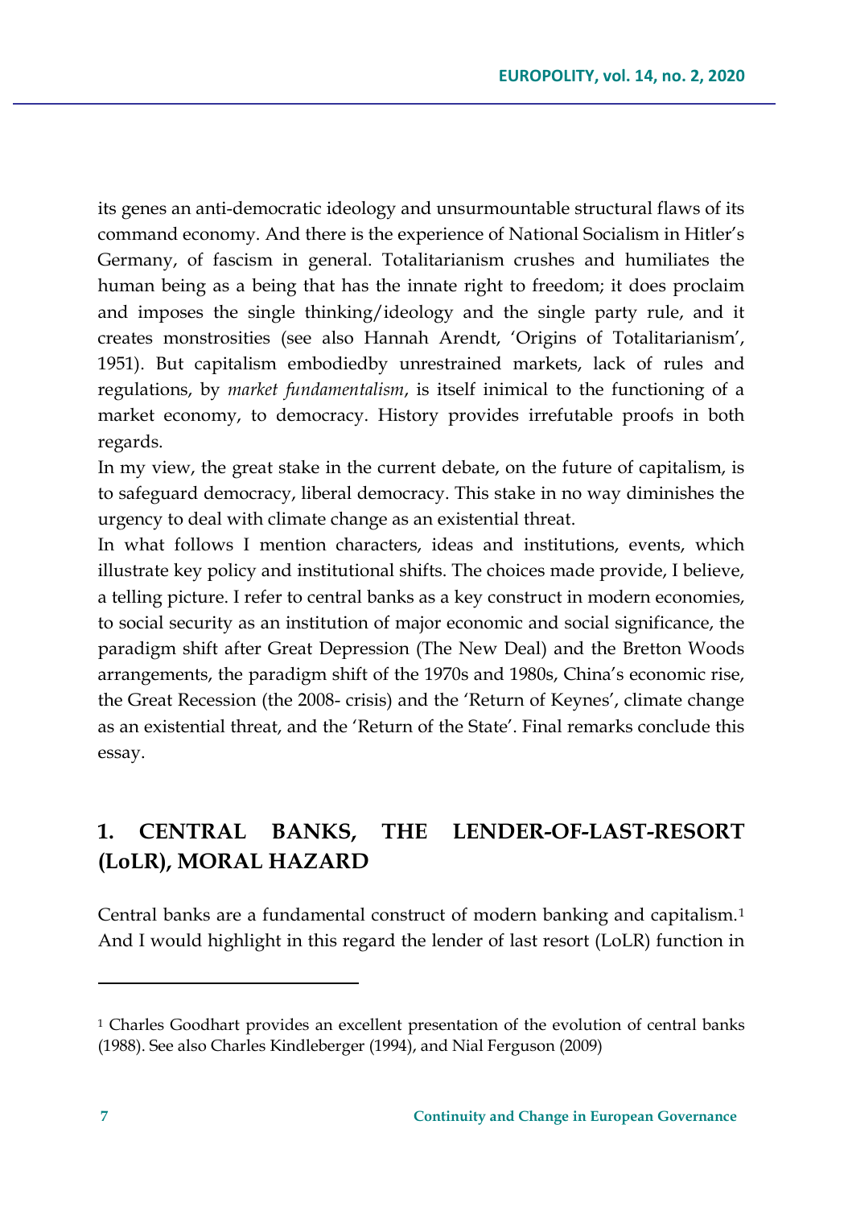its genes an anti-democratic ideology and unsurmountable structural flaws of its command economy. And there is the experience of National Socialism in Hitler's Germany, of fascism in general. Totalitarianism crushes and humiliates the human being as a being that has the innate right to freedom; it does proclaim and imposes the single thinking/ideology and the single party rule, and it creates monstrosities (see also Hannah Arendt, 'Origins of Totalitarianism', 1951). But capitalism embodiedby unrestrained markets, lack of rules and regulations, by *market fundamentalism*, is itself inimical to the functioning of a market economy, to democracy. History provides irrefutable proofs in both regards.

In my view, the great stake in the current debate, on the future of capitalism, is to safeguard democracy, liberal democracy. This stake in no way diminishes the urgency to deal with climate change as an existential threat.

In what follows I mention characters, ideas and institutions, events, which illustrate key policy and institutional shifts. The choices made provide, I believe, a telling picture. I refer to central banks as a key construct in modern economies, to social security as an institution of major economic and social significance, the paradigm shift after Great Depression (The New Deal) and the Bretton Woods arrangements, the paradigm shift of the 1970s and 1980s, China's economic rise, the Great Recession (the 2008- crisis) and the 'Return of Keynes', climate change as an existential threat, and the 'Return of the State'. Final remarks conclude this essay.

## 1. CENTRAL BANKS, THE LENDER-OF-LAST-RESORT (LoLR), MORAL HAZARD

Central banks are a fundamental construct of modern banking and capitalism.[1] And I would highlight in this regard the lender of last resort (LoLR) function in

---

[1] Charles Goodhart provides an excellent presentation of the evolution of central banks (1988). See also Charles Kindleberger (1994), and Nial Ferguson (2009)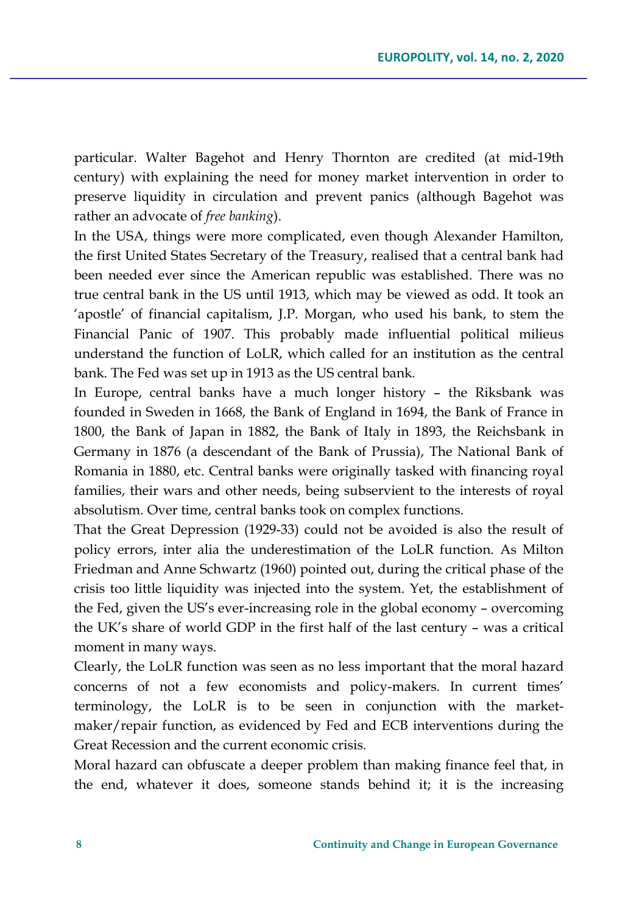particular. Walter Bagehot and Henry Thornton are credited (at mid-19th century) with explaining the need for money market intervention in order to preserve liquidity in circulation and prevent panics (although Bagehot was rather an advocate of *free banking*).

In the USA, things were more complicated, even though Alexander Hamilton, the first United States Secretary of the Treasury, realised that a central bank had been needed ever since the American republic was established. There was no true central bank in the US until 1913, which may be viewed as odd. It took an 'apostle' of financial capitalism, J.P. Morgan, who used his bank, to stem the Financial Panic of 1907. This probably made influential political milieus understand the function of LoLR, which called for an institution as the central bank. The Fed was set up in 1913 as the US central bank.

In Europe, central banks have a much longer history – the Riksbank was founded in Sweden in 1668, the Bank of England in 1694, the Bank of France in 1800, the Bank of Japan in 1882, the Bank of Italy in 1893, the Reichsbank in Germany in 1876 (a descendant of the Bank of Prussia), The National Bank of Romania in 1880, etc. Central banks were originally tasked with financing royal families, their wars and other needs, being subservient to the interests of royal absolutism. Over time, central banks took on complex functions.

That the Great Depression (1929-33) could not be avoided is also the result of policy errors, inter alia the underestimation of the LoLR function. As Milton Friedman and Anne Schwartz (1960) pointed out, during the critical phase of the crisis too little liquidity was injected into the system. Yet, the establishment of the Fed, given the US's ever-increasing role in the global economy – overcoming the UK's share of world GDP in the first half of the last century – was a critical moment in many ways.

Clearly, the LoLR function was seen as no less important that the moral hazard concerns of not a few economists and policy-makers. In current times' terminology, the LoLR is to be seen in conjunction with the market-maker/repair function, as evidenced by Fed and ECB interventions during the Great Recession and the current economic crisis.

Moral hazard can obfuscate a deeper problem than making finance feel that, in the end, whatever it does, someone stands behind it; it is the increasing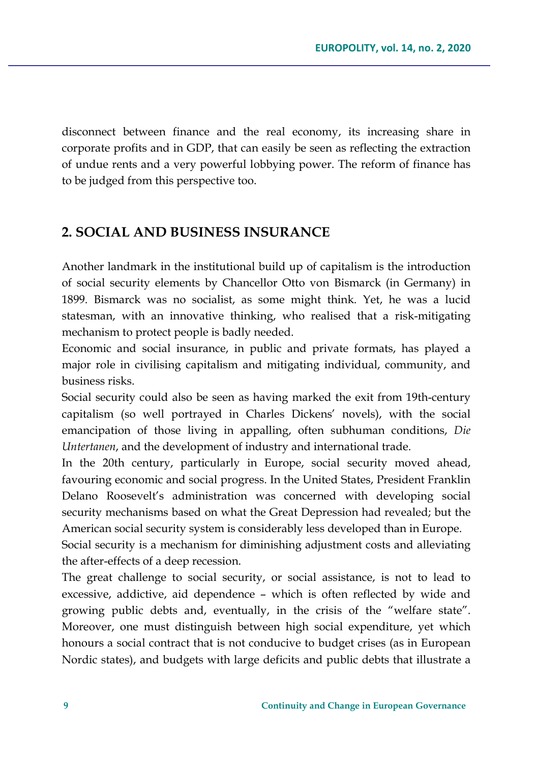disconnect between finance and the real economy, its increasing share in corporate profits and in GDP, that can easily be seen as reflecting the extraction of undue rents and a very powerful lobbying power. The reform of finance has to be judged from this perspective too.

## 2. SOCIAL AND BUSINESS INSURANCE

Another landmark in the institutional build up of capitalism is the introduction of social security elements by Chancellor Otto von Bismarck (in Germany) in 1899. Bismarck was no socialist, as some might think. Yet, he was a lucid statesman, with an innovative thinking, who realised that a risk-mitigating mechanism to protect people is badly needed.

Economic and social insurance, in public and private formats, has played a major role in civilising capitalism and mitigating individual, community, and business risks.

Social security could also be seen as having marked the exit from 19th-century capitalism (so well portrayed in Charles Dickens' novels), with the social emancipation of those living in appalling, often subhuman conditions, *Die Untertanen*, and the development of industry and international trade.

In the 20th century, particularly in Europe, social security moved ahead, favouring economic and social progress. In the United States, President Franklin Delano Roosevelt's administration was concerned with developing social security mechanisms based on what the Great Depression had revealed; but the American social security system is considerably less developed than in Europe.

Social security is a mechanism for diminishing adjustment costs and alleviating the after-effects of a deep recession.

The great challenge to social security, or social assistance, is not to lead to excessive, addictive, aid dependence – which is often reflected by wide and growing public debts and, eventually, in the crisis of the "welfare state". Moreover, one must distinguish between high social expenditure, yet which honours a social contract that is not conducive to budget crises (as in European Nordic states), and budgets with large deficits and public debts that illustrate a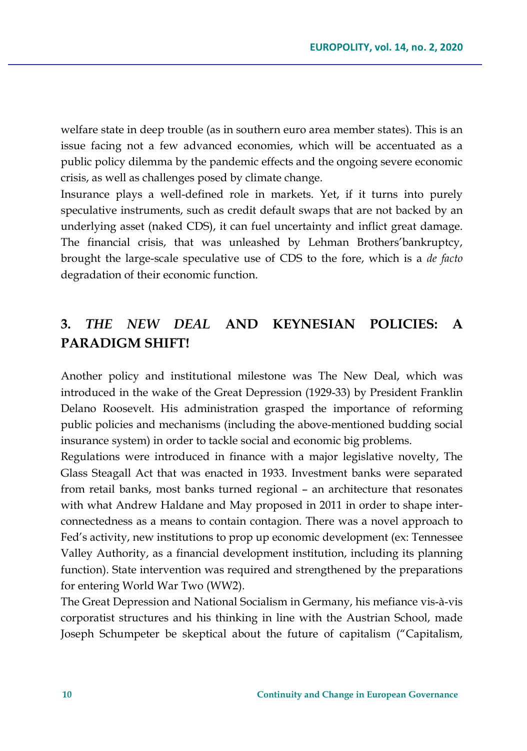welfare state in deep trouble (as in southern euro area member states). This is an issue facing not a few advanced economies, which will be accentuated as a public policy dilemma by the pandemic effects and the ongoing severe economic crisis, as well as challenges posed by climate change.

Insurance plays a well-defined role in markets. Yet, if it turns into purely speculative instruments, such as credit default swaps that are not backed by an underlying asset (naked CDS), it can fuel uncertainty and inflict great damage. The financial crisis, that was unleashed by Lehman Brothers'bankruptcy, brought the large-scale speculative use of CDS to the fore, which is a *de facto* degradation of their economic function.

## 3. *THE NEW DEAL* AND KEYNESIAN POLICIES: A PARADIGM SHIFT!

Another policy and institutional milestone was The New Deal, which was introduced in the wake of the Great Depression (1929-33) by President Franklin Delano Roosevelt. His administration grasped the importance of reforming public policies and mechanisms (including the above-mentioned budding social insurance system) in order to tackle social and economic big problems.

Regulations were introduced in finance with a major legislative novelty, The Glass Steagall Act that was enacted in 1933. Investment banks were separated from retail banks, most banks turned regional – an architecture that resonates with what Andrew Haldane and May proposed in 2011 in order to shape inter-connectedness as a means to contain contagion. There was a novel approach to Fed's activity, new institutions to prop up economic development (ex: Tennessee Valley Authority, as a financial development institution, including its planning function). State intervention was required and strengthened by the preparations for entering World War Two (WW2).

The Great Depression and National Socialism in Germany, his mefiance vis-à-vis corporatist structures and his thinking in line with the Austrian School, made Joseph Schumpeter be skeptical about the future of capitalism ("Capitalism,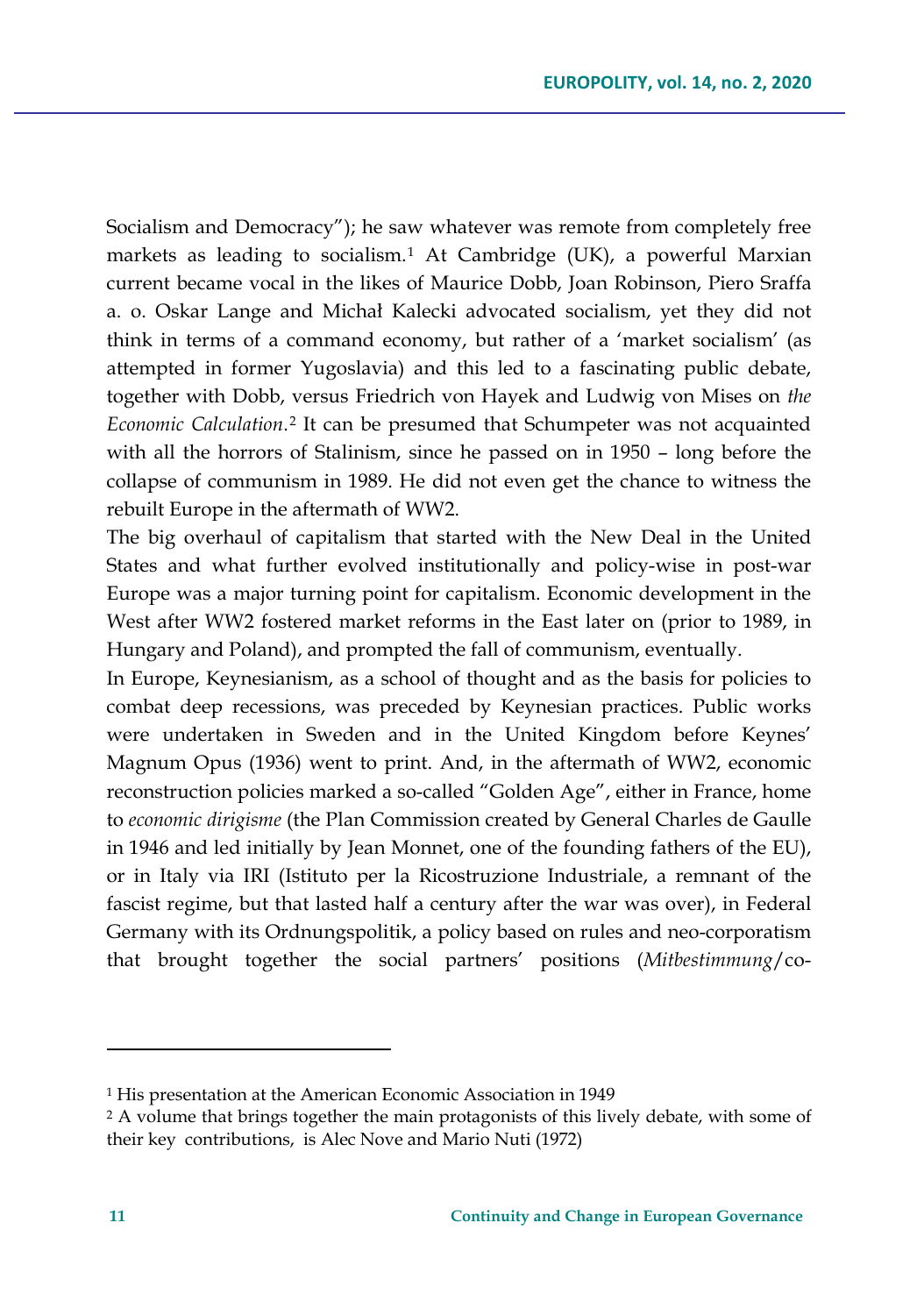Socialism and Democracy"); he saw whatever was remote from completely free markets as leading to socialism.[1] At Cambridge (UK), a powerful Marxian current became vocal in the likes of Maurice Dobb, Joan Robinson, Piero Sraffa a. o. Oskar Lange and Michał Kalecki advocated socialism, yet they did not think in terms of a command economy, but rather of a 'market socialism' (as attempted in former Yugoslavia) and this led to a fascinating public debate, together with Dobb, versus Friedrich von Hayek and Ludwig von Mises on *the Economic Calculation*.[2] It can be presumed that Schumpeter was not acquainted with all the horrors of Stalinism, since he passed on in 1950 – long before the collapse of communism in 1989. He did not even get the chance to witness the rebuilt Europe in the aftermath of WW2.

The big overhaul of capitalism that started with the New Deal in the United States and what further evolved institutionally and policy-wise in post-war Europe was a major turning point for capitalism. Economic development in the West after WW2 fostered market reforms in the East later on (prior to 1989, in Hungary and Poland), and prompted the fall of communism, eventually.

In Europe, Keynesianism, as a school of thought and as the basis for policies to combat deep recessions, was preceded by Keynesian practices. Public works were undertaken in Sweden and in the United Kingdom before Keynes' Magnum Opus (1936) went to print. And, in the aftermath of WW2, economic reconstruction policies marked a so-called "Golden Age", either in France, home to *economic dirigisme* (the Plan Commission created by General Charles de Gaulle in 1946 and led initially by Jean Monnet, one of the founding fathers of the EU), or in Italy via IRI (Istituto per la Ricostruzione Industriale, a remnant of the fascist regime, but that lasted half a century after the war was over), in Federal Germany with its Ordnungspolitik, a policy based on rules and neo-corporatism that brought together the social partners' positions (*Mitbestimmung*/co-

---

[1] His presentation at the American Economic Association in 1949

[2] A volume that brings together the main protagonists of this lively debate, with some of their key contributions, is Alec Nove and Mario Nuti (1972)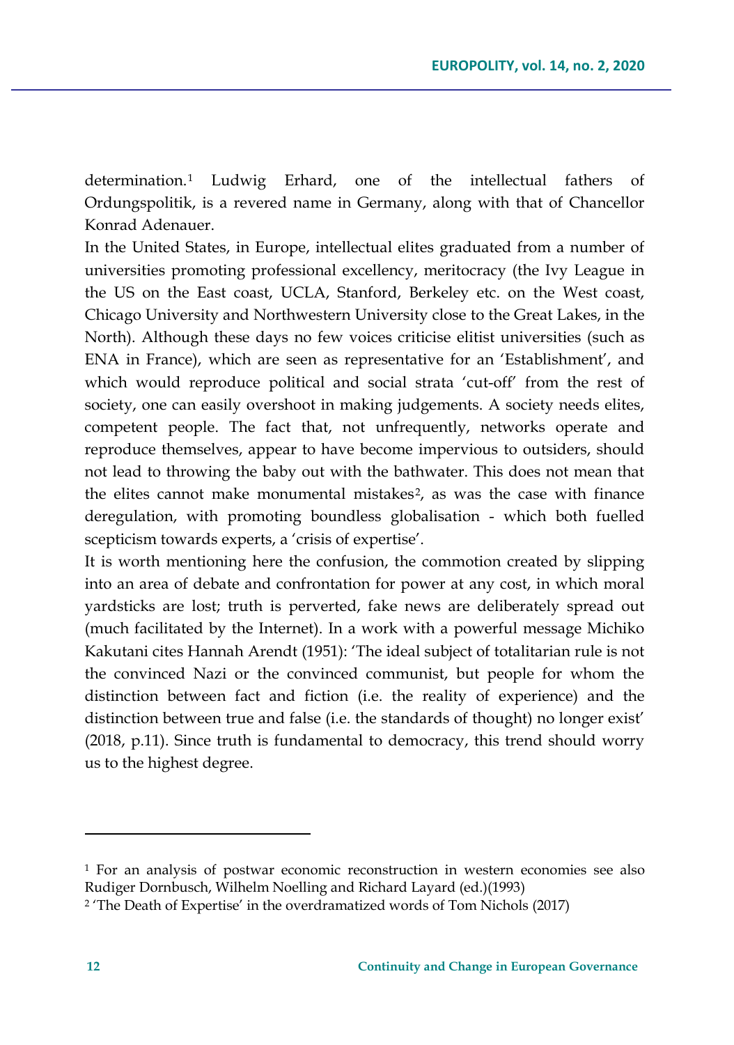determination.[1] Ludwig Erhard, one of the intellectual fathers of Ordungspolitik, is a revered name in Germany, along with that of Chancellor Konrad Adenauer.

In the United States, in Europe, intellectual elites graduated from a number of universities promoting professional excellency, meritocracy (the Ivy League in the US on the East coast, UCLA, Stanford, Berkeley etc. on the West coast, Chicago University and Northwestern University close to the Great Lakes, in the North). Although these days no few voices criticise elitist universities (such as ENA in France), which are seen as representative for an 'Establishment', and which would reproduce political and social strata 'cut-off' from the rest of society, one can easily overshoot in making judgements. A society needs elites, competent people. The fact that, not unfrequently, networks operate and reproduce themselves, appear to have become impervious to outsiders, should not lead to throwing the baby out with the bathwater. This does not mean that the elites cannot make monumental mistakes[2], as was the case with finance deregulation, with promoting boundless globalisation - which both fuelled scepticism towards experts, a 'crisis of expertise'.

It is worth mentioning here the confusion, the commotion created by slipping into an area of debate and confrontation for power at any cost, in which moral yardsticks are lost; truth is perverted, fake news are deliberately spread out (much facilitated by the Internet). In a work with a powerful message Michiko Kakutani cites Hannah Arendt (1951): 'The ideal subject of totalitarian rule is not the convinced Nazi or the convinced communist, but people for whom the distinction between fact and fiction (i.e. the reality of experience) and the distinction between true and false (i.e. the standards of thought) no longer exist' (2018, p.11). Since truth is fundamental to democracy, this trend should worry us to the highest degree.

---

[1] For an analysis of postwar economic reconstruction in western economies see also Rudiger Dornbusch, Wilhelm Noelling and Richard Layard (ed.)(1993)

[2] 'The Death of Expertise' in the overdramatized words of Tom Nichols (2017)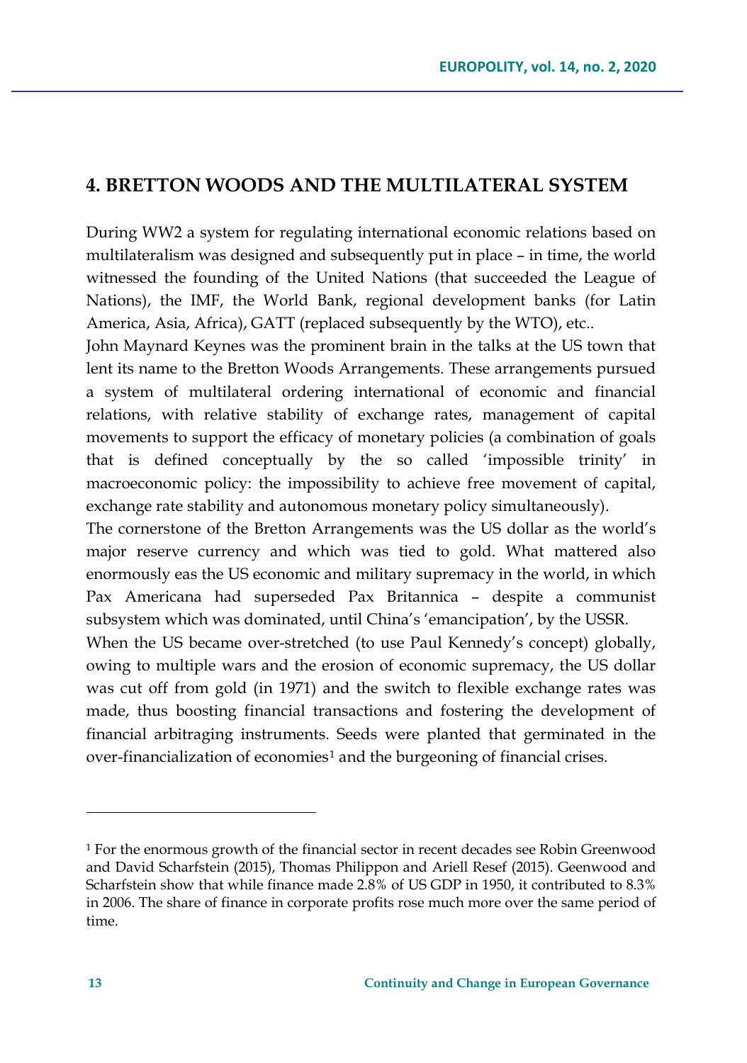## 4. BRETTON WOODS AND THE MULTILATERAL SYSTEM

During WW2 a system for regulating international economic relations based on multilateralism was designed and subsequently put in place – in time, the world witnessed the founding of the United Nations (that succeeded the League of Nations), the IMF, the World Bank, regional development banks (for Latin America, Asia, Africa), GATT (replaced subsequently by the WTO), etc..

John Maynard Keynes was the prominent brain in the talks at the US town that lent its name to the Bretton Woods Arrangements. These arrangements pursued a system of multilateral ordering international of economic and financial relations, with relative stability of exchange rates, management of capital movements to support the efficacy of monetary policies (a combination of goals that is defined conceptually by the so called 'impossible trinity' in macroeconomic policy: the impossibility to achieve free movement of capital, exchange rate stability and autonomous monetary policy simultaneously).

The cornerstone of the Bretton Arrangements was the US dollar as the world's major reserve currency and which was tied to gold. What mattered also enormouly eas the US economic and military supremacy in the world, in which Pax Americana had superseded Pax Britannica – despite a communist subsystem which was dominated, until China's 'emancipation', by the USSR.

When the US became over-stretched (to use Paul Kennedy's concept) globally, owing to multiple wars and the erosion of economic supremacy, the US dollar was cut off from gold (in 1971) and the switch to flexible exchange rates was made, thus boosting financial transactions and fostering the development of financial arbitraging instruments. Seeds were planted that germinated in the over-financialization of economies[1] and the burgeoning of financial crises.

---

[1] For the enormous growth of the financial sector in recent decades see Robin Greenwood and David Scharfstein (2015), Thomas Philippon and Ariell Resef (2015). Geenwood and Scharfstein show that while finance made 2.8% of US GDP in 1950, it contributed to 8.3% in 2006. The share of finance in corporate profits rose much more over the same period of time.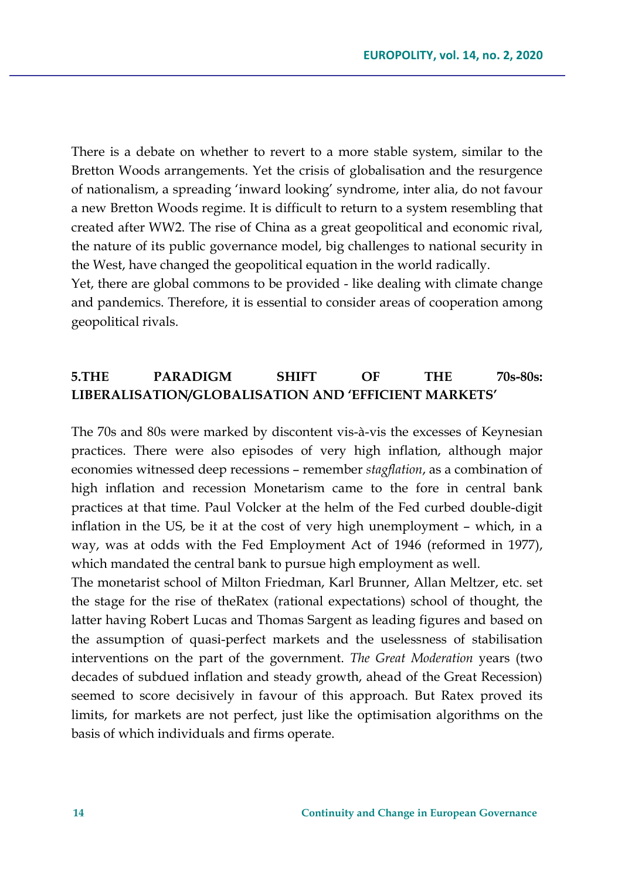There is a debate on whether to revert to a more stable system, similar to the Bretton Woods arrangements. Yet the crisis of globalisation and the resurgence of nationalism, a spreading 'inward looking' syndrome, inter alia, do not favour a new Bretton Woods regime. It is difficult to return to a system resembling that created after WW2. The rise of China as a great geopolitical and economic rival, the nature of its public governance model, big challenges to national security in the West, have changed the geopolitical equation in the world radically.

Yet, there are global commons to be provided - like dealing with climate change and pandemics. Therefore, it is essential to consider areas of cooperation among geopolitical rivals.

## 5.THE PARADIGM SHIFT OF THE 70s-80s: LIBERALISATION/GLOBALISATION AND 'EFFICIENT MARKETS'

The 70s and 80s were marked by discontent vis-à-vis the excesses of Keynesian practices. There were also episodes of very high inflation, although major economies witnessed deep recessions – remember *stagflation*, as a combination of high inflation and recession Monetarism came to the fore in central bank practices at that time. Paul Volcker at the helm of the Fed curbed double-digit inflation in the US, be it at the cost of very high unemployment – which, in a way, was at odds with the Fed Employment Act of 1946 (reformed in 1977), which mandated the central bank to pursue high employment as well.

The monetarist school of Milton Friedman, Karl Brunner, Allan Meltzer, etc. set the stage for the rise of theRatex (rational expectations) school of thought, the latter having Robert Lucas and Thomas Sargent as leading figures and based on the assumption of quasi-perfect markets and the uselessness of stabilisation interventions on the part of the government. *The Great Moderation* years (two decades of subdued inflation and steady growth, ahead of the Great Recession) seemed to score decisively in favour of this approach. But Ratex proved its limits, for markets are not perfect, just like the optimisation algorithms on the basis of which individuals and firms operate.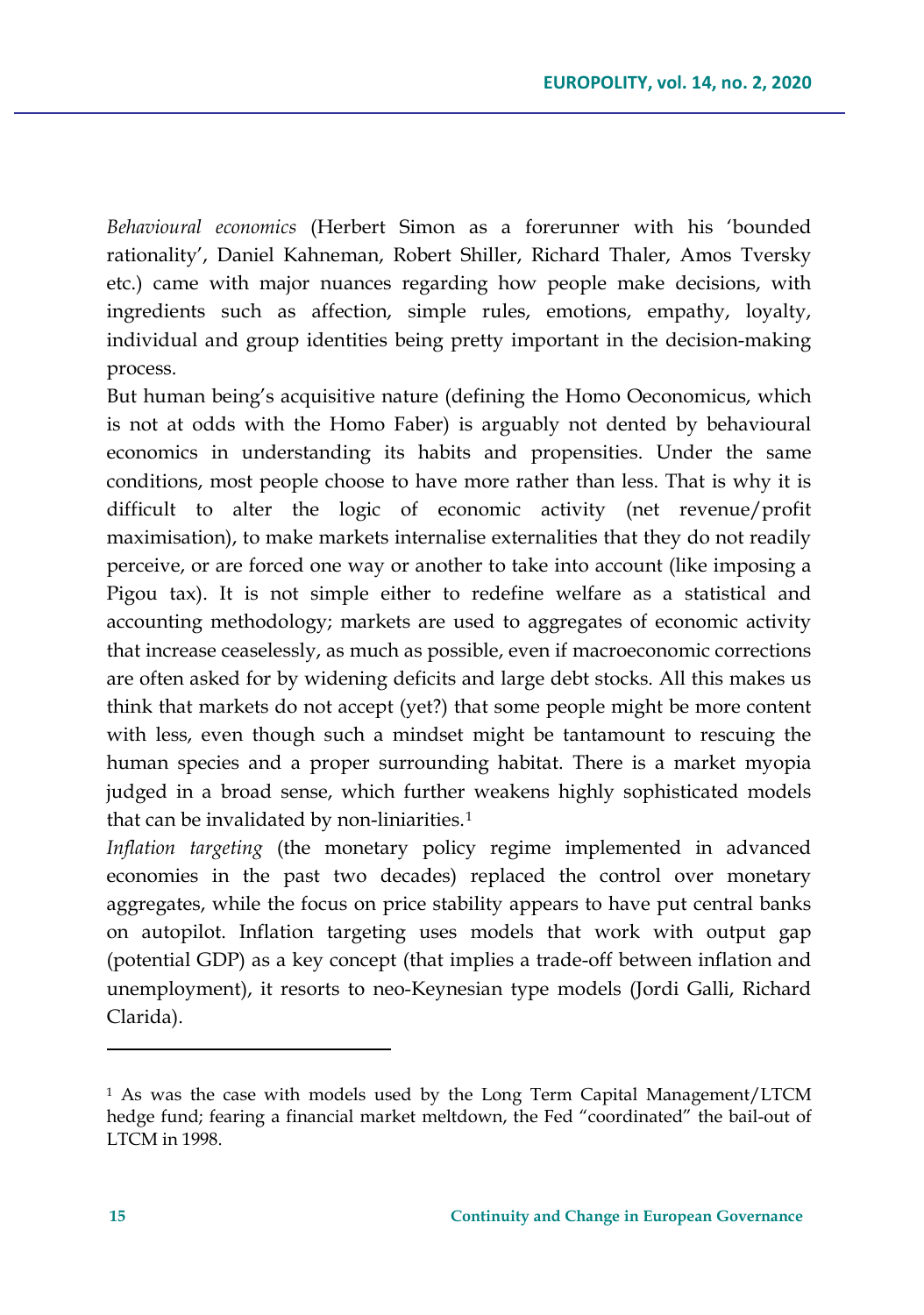*Behavioural economics* (Herbert Simon as a forerunner with his 'bounded rationality', Daniel Kahneman, Robert Shiller, Richard Thaler, Amos Tversky etc.) came with major nuances regarding how people make decisions, with ingredients such as affection, simple rules, emotions, empathy, loyalty, individual and group identities being pretty important in the decision-making process.

But human being's acquisitive nature (defining the Homo Oeconomicus, which is not at odds with the Homo Faber) is arguably not dented by behavioural economics in understanding its habits and propensities. Under the same conditions, most people choose to have more rather than less. That is why it is difficult to alter the logic of economic activity (net revenue/profit maximisation), to make markets internalise externalities that they do not readily perceive, or are forced one way or another to take into account (like imposing a Pigou tax). It is not simple either to redefine welfare as a statistical and accounting methodology; markets are used to aggregates of economic activity that increase ceaselessly, as much as possible, even if macroeconomic corrections are often asked for by widening deficits and large debt stocks. All this makes us think that markets do not accept (yet?) that some people might be more content with less, even though such a mindset might be tantamount to rescuing the human species and a proper surrounding habitat. There is a market myopia judged in a broad sense, which further weakens highly sophisticated models that can be invalidated by non-liniarities.[1]

*Inflation targeting* (the monetary policy regime implemented in advanced economies in the past two decades) replaced the control over monetary aggregates, while the focus on price stability appears to have put central banks on autopilot. Inflation targeting uses models that work with output gap (potential GDP) as a key concept (that implies a trade-off between inflation and unemployment), it resorts to neo-Keynesian type models (Jordi Galli, Richard Clarida).

---

[1] As was the case with models used by the Long Term Capital Management/LTCM hedge fund; fearing a financial market meltdown, the Fed "coordinated" the bail-out of LTCM in 1998.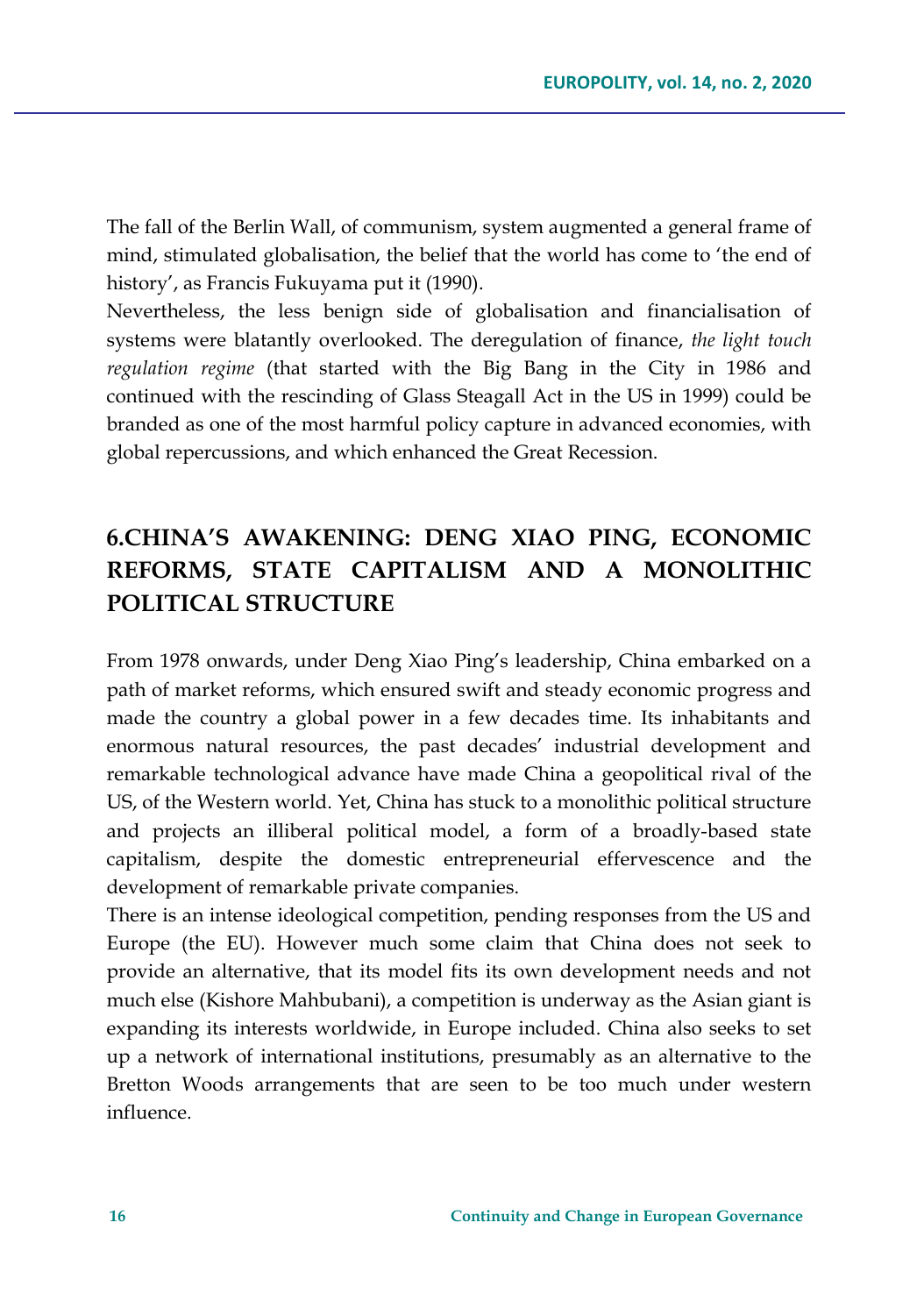The fall of the Berlin Wall, of communism, system augmented a general frame of mind, stimulated globalisation, the belief that the world has come to 'the end of history', as Francis Fukuyama put it (1990).

Nevertheless, the less benign side of globalisation and financialisation of systems were blatantly overlooked. The deregulation of finance, *the light touch regulation regime* (that started with the Big Bang in the City in 1986 and continued with the rescinding of Glass Steagall Act in the US in 1999) could be branded as one of the most harmful policy capture in advanced economies, with global repercussions, and which enhanced the Great Recession.

## 6.CHINA'S AWAKENING: DENG XIAO PING, ECONOMIC REFORMS, STATE CAPITALISM AND A MONOLITHIC POLITICAL STRUCTURE

From 1978 onwards, under Deng Xiao Ping's leadership, China embarked on a path of market reforms, which ensured swift and steady economic progress and made the country a global power in a few decades time. Its inhabitants and enormous natural resources, the past decades' industrial development and remarkable technological advance have made China a geopolitical rival of the US, of the Western world. Yet, China has stuck to a monolithic political structure and projects an illiberal political model, a form of a broadly-based state capitalism, despite the domestic entrepreneurial effervescence and the development of remarkable private companies.

There is an intense ideological competition, pending responses from the US and Europe (the EU). However much some claim that China does not seek to provide an alternative, that its model fits its own development needs and not much else (Kishore Mahbubani), a competition is underway as the Asian giant is expanding its interests worldwide, in Europe included. China also seeks to set up a network of international institutions, presumably as an alternative to the Bretton Woods arrangements that are seen to be too much under western influence.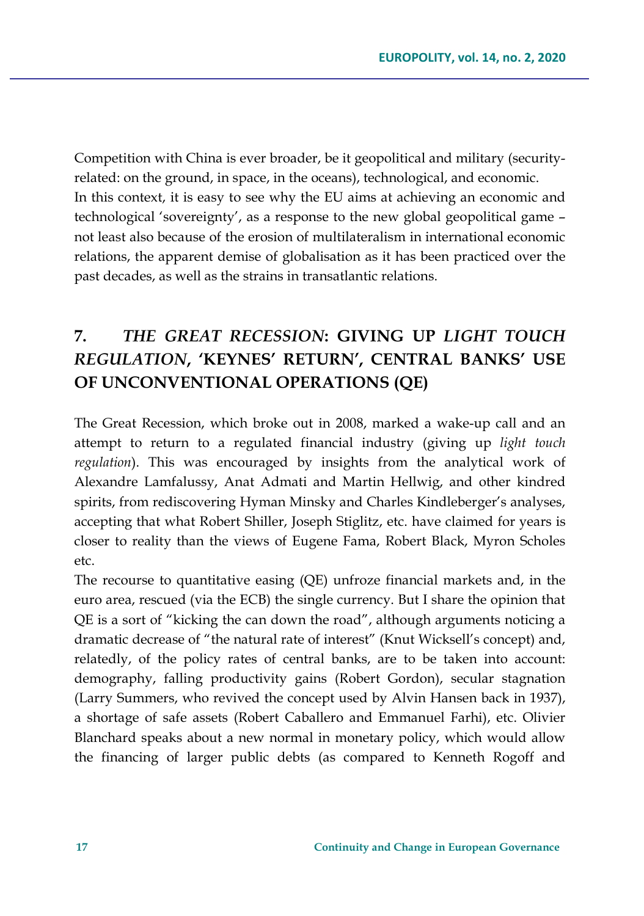Competition with China is ever broader, be it geopolitical and military (security-related: on the ground, in space, in the oceans), technological, and economic.
In this context, it is easy to see why the EU aims at achieving an economic and technological 'sovereignty', as a response to the new global geopolitical game – not least also because of the erosion of multilateralism in international economic relations, the apparent demise of globalisation as it has been practiced over the past decades, as well as the strains in transatlantic relations.

## 7. *THE GREAT RECESSION*: GIVING UP *LIGHT TOUCH REGULATION*, 'KEYNES' RETURN', CENTRAL BANKS' USE OF UNCONVENTIONAL OPERATIONS (QE)

The Great Recession, which broke out in 2008, marked a wake-up call and an attempt to return to a regulated financial industry (giving up *light touch regulation*). This was encouraged by insights from the analytical work of Alexandre Lamfalussy, Anat Admati and Martin Hellwig, and other kindred spirits, from rediscovering Hyman Minsky and Charles Kindleberger's analyses, accepting that what Robert Shiller, Joseph Stiglitz, etc. have claimed for years is closer to reality than the views of Eugene Fama, Robert Black, Myron Scholes etc.
The recourse to quantitative easing (QE) unfroze financial markets and, in the euro area, rescued (via the ECB) the single currency. But I share the opinion that QE is a sort of "kicking the can down the road", although arguments noticing a dramatic decrease of "the natural rate of interest" (Knut Wicksell's concept) and, relatedly, of the policy rates of central banks, are to be taken into account: demography, falling productivity gains (Robert Gordon), secular stagnation (Larry Summers, who revived the concept used by Alvin Hansen back in 1937), a shortage of safe assets (Robert Caballero and Emmanuel Farhi), etc. Olivier Blanchard speaks about a new normal in monetary policy, which would allow the financing of larger public debts (as compared to Kenneth Rogoff and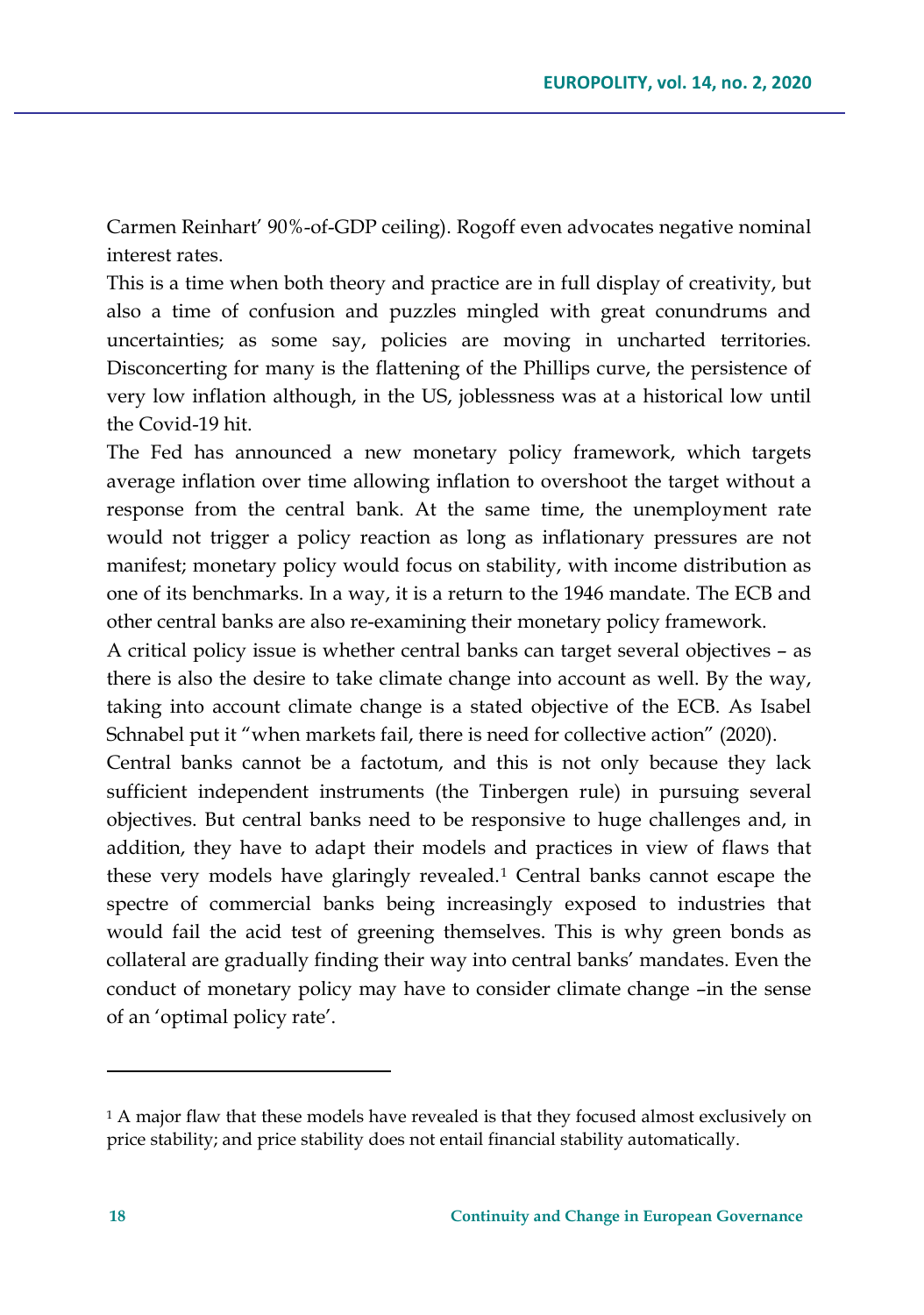Carmen Reinhart' 90%-of-GDP ceiling). Rogoff even advocates negative nominal interest rates.

This is a time when both theory and practice are in full display of creativity, but also a time of confusion and puzzles mingled with great conundrums and uncertainties; as some say, policies are moving in uncharted territories. Disconcerting for many is the flattening of the Phillips curve, the persistence of very low inflation although, in the US, joblessness was at a historical low until the Covid-19 hit.

The Fed has announced a new monetary policy framework, which targets average inflation over time allowing inflation to overshoot the target without a response from the central bank. At the same time, the unemployment rate would not trigger a policy reaction as long as inflationary pressures are not manifest; monetary policy would focus on stability, with income distribution as one of its benchmarks. In a way, it is a return to the 1946 mandate. The ECB and other central banks are also re-examining their monetary policy framework.

A critical policy issue is whether central banks can target several objectives – as there is also the desire to take climate change into account as well. By the way, taking into account climate change is a stated objective of the ECB. As Isabel Schnabel put it "when markets fail, there is need for collective action" (2020).

Central banks cannot be a factotum, and this is not only because they lack sufficient independent instruments (the Tinbergen rule) in pursuing several objectives. But central banks need to be responsive to huge challenges and, in addition, they have to adapt their models and practices in view of flaws that these very models have glaringly revealed.[1] Central banks cannot escape the spectre of commercial banks being increasingly exposed to industries that would fail the acid test of greening themselves. This is why green bonds as collateral are gradually finding their way into central banks' mandates. Even the conduct of monetary policy may have to consider climate change –in the sense of an 'optimal policy rate'.

---

[1] A major flaw that these models have revealed is that they focused almost exclusively on price stability; and price stability does not entail financial stability automatically.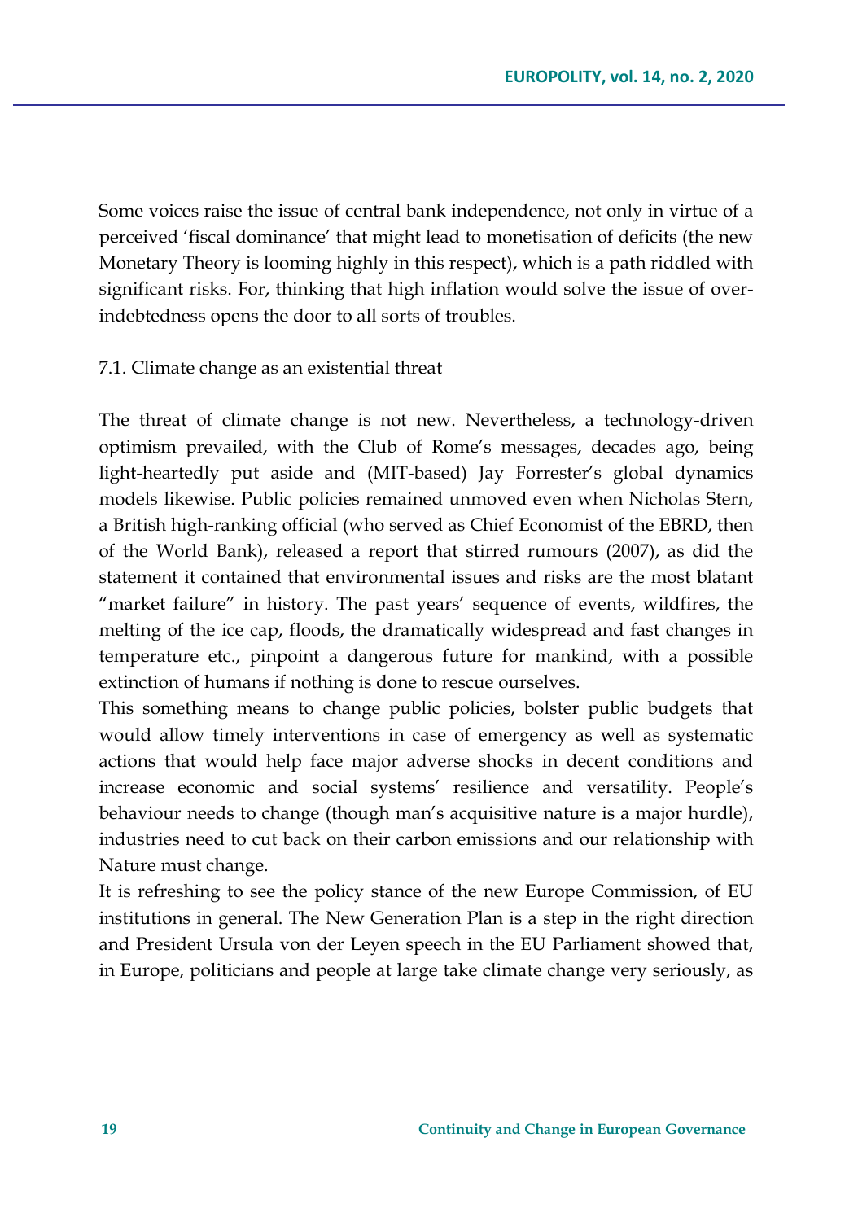Some voices raise the issue of central bank independence, not only in virtue of a perceived 'fiscal dominance' that might lead to monetisation of deficits (the new Monetary Theory is looming highly in this respect), which is a path riddled with significant risks. For, thinking that high inflation would solve the issue of over-indebtedness opens the door to all sorts of troubles.

### 7.1. Climate change as an existential threat

The threat of climate change is not new. Nevertheless, a technology-driven optimism prevailed, with the Club of Rome's messages, decades ago, being light-heartedly put aside and (MIT-based) Jay Forrester's global dynamics models likewise. Public policies remained unmoved even when Nicholas Stern, a British high-ranking official (who served as Chief Economist of the EBRD, then of the World Bank), released a report that stirred rumours (2007), as did the statement it contained that environmental issues and risks are the most blatant "market failure" in history. The past years' sequence of events, wildfires, the melting of the ice cap, floods, the dramatically widespread and fast changes in temperature etc., pinpoint a dangerous future for mankind, with a possible extinction of humans if nothing is done to rescue ourselves.

This something means to change public policies, bolster public budgets that would allow timely interventions in case of emergency as well as systematic actions that would help face major adverse shocks in decent conditions and increase economic and social systems' resilience and versatility. People's behaviour needs to change (though man's acquisitive nature is a major hurdle), industries need to cut back on their carbon emissions and our relationship with Nature must change.

It is refreshing to see the policy stance of the new Europe Commission, of EU institutions in general. The New Generation Plan is a step in the right direction and President Ursula von der Leyen speech in the EU Parliament showed that, in Europe, politicians and people at large take climate change very seriously, as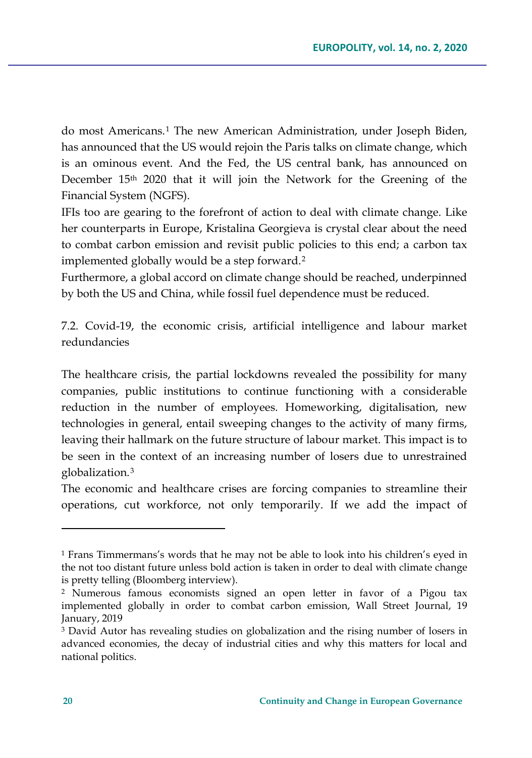do most Americans.[1] The new American Administration, under Joseph Biden, has announced that the US would rejoin the Paris talks on climate change, which is an ominous event. And the Fed, the US central bank, has announced on December 15th 2020 that it will join the Network for the Greening of the Financial System (NGFS).

IFIs too are gearing to the forefront of action to deal with climate change. Like her counterparts in Europe, Kristalina Georgieva is crystal clear about the need to combat carbon emission and revisit public policies to this end; a carbon tax implemented globally would be a step forward.[2]

Furthermore, a global accord on climate change should be reached, underpinned by both the US and China, while fossil fuel dependence must be reduced.

### 7.2. Covid-19, the economic crisis, artificial intelligence and labour market redundancies

The healthcare crisis, the partial lockdowns revealed the possibility for many companies, public institutions to continue functioning with a considerable reduction in the number of employees. Homeworking, digitalisation, new technologies in general, entail sweeping changes to the activity of many firms, leaving their hallmark on the future structure of labour market. This impact is to be seen in the context of an increasing number of losers due to unrestrained globalization.[3]

The economic and healthcare crises are forcing companies to streamline their operations, cut workforce, not only temporarily. If we add the impact of

---

[1] Frans Timmermans's words that he may not be able to look into his children's eyed in the not too distant future unless bold action is taken in order to deal with climate change is pretty telling (Bloomberg interview).

[2] Numerous famous economists signed an open letter in favor of a Pigou tax implemented globally in order to combat carbon emission, Wall Street Journal, 19 January, 2019

[3] David Autor has revealing studies on globalization and the rising number of losers in advanced economies, the decay of industrial cities and why this matters for local and national politics.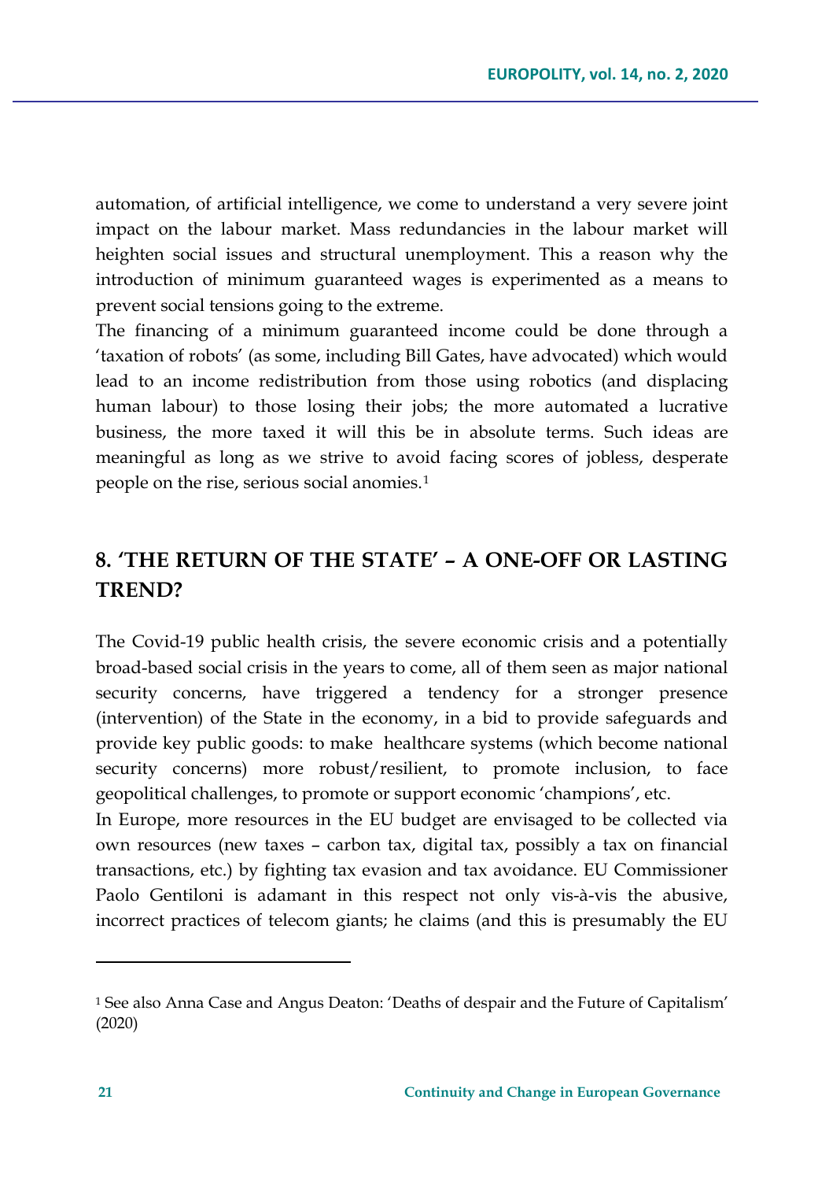automation, of artificial intelligence, we come to understand a very severe joint impact on the labour market. Mass redundancies in the labour market will heighten social issues and structural unemployment. This a reason why the introduction of minimum guaranteed wages is experimented as a means to prevent social tensions going to the extreme.

The financing of a minimum guaranteed income could be done through a 'taxation of robots' (as some, including Bill Gates, have advocated) which would lead to an income redistribution from those using robotics (and displacing human labour) to those losing their jobs; the more automated a lucrative business, the more taxed it will this be in absolute terms. Such ideas are meaningful as long as we strive to avoid facing scores of jobless, desperate people on the rise, serious social anomies.[1]

## 8. 'THE RETURN OF THE STATE' – A ONE-OFF OR LASTING TREND?

The Covid-19 public health crisis, the severe economic crisis and a potentially broad-based social crisis in the years to come, all of them seen as major national security concerns, have triggered a tendency for a stronger presence (intervention) of the State in the economy, in a bid to provide safeguards and provide key public goods: to make healthcare systems (which become national security concerns) more robust/resilient, to promote inclusion, to face geopolitical challenges, to promote or support economic 'champions', etc.

In Europe, more resources in the EU budget are envisaged to be collected via own resources (new taxes – carbon tax, digital tax, possibly a tax on financial transactions, etc.) by fighting tax evasion and tax avoidance. EU Commissioner Paolo Gentiloni is adamant in this respect not only vis-à-vis the abusive, incorrect practices of telecom giants; he claims (and this is presumably the EU

---

[1] See also Anna Case and Angus Deaton: 'Deaths of despair and the Future of Capitalism' (2020)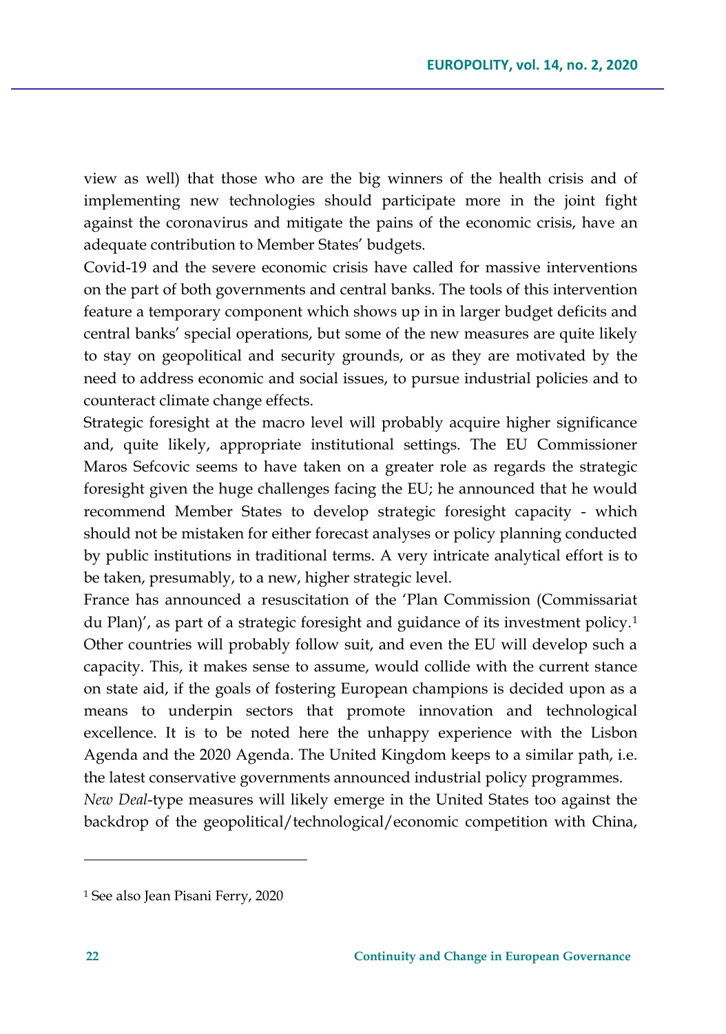view as well) that those who are the big winners of the health crisis and of implementing new technologies should participate more in the joint fight against the coronavirus and mitigate the pains of the economic crisis, have an adequate contribution to Member States' budgets.

Covid-19 and the severe economic crisis have called for massive interventions on the part of both governments and central banks. The tools of this intervention feature a temporary component which shows up in in larger budget deficits and central banks' special operations, but some of the new measures are quite likely to stay on geopolitical and security grounds, or as they are motivated by the need to address economic and social issues, to pursue industrial policies and to counteract climate change effects.

Strategic foresight at the macro level will probably acquire higher significance and, quite likely, appropriate institutional settings. The EU Commissioner Maros Sefcovic seems to have taken on a greater role as regards the strategic foresight given the huge challenges facing the EU; he announced that he would recommend Member States to develop strategic foresight capacity - which should not be mistaken for either forecast analyses or policy planning conducted by public institutions in traditional terms. A very intricate analytical effort is to be taken, presumably, to a new, higher strategic level.

France has announced a resuscitation of the 'Plan Commission (Commissariat du Plan)', as part of a strategic foresight and guidance of its investment policy.[1] Other countries will probably follow suit, and even the EU will develop such a capacity. This, it makes sense to assume, would collide with the current stance on state aid, if the goals of fostering European champions is decided upon as a means to underpin sectors that promote innovation and technological excellence. It is to be noted here the unhappy experience with the Lisbon Agenda and the 2020 Agenda. The United Kingdom keeps to a similar path, i.e. the latest conservative governments announced industrial policy programmes.

*New Deal*-type measures will likely emerge in the United States too against the backdrop of the geopolitical/technological/economic competition with China,

---

[1] See also Jean Pisani Ferry, 2020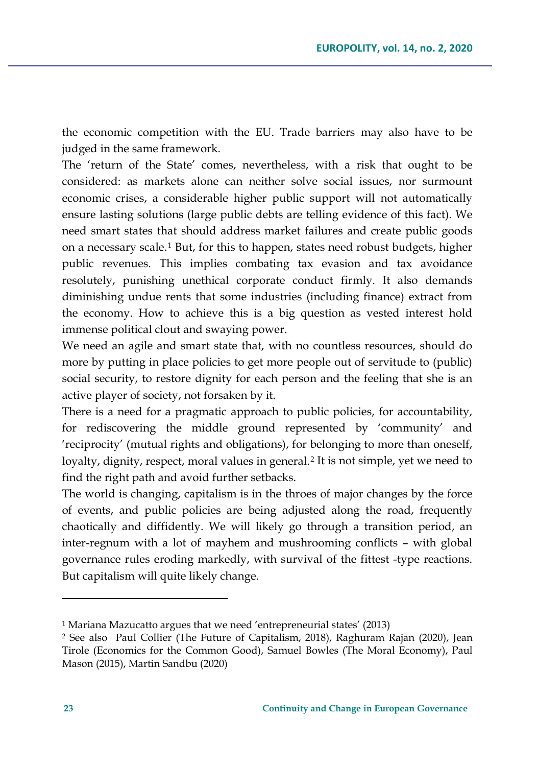the economic competition with the EU. Trade barriers may also have to be judged in the same framework.

The 'return of the State' comes, nevertheless, with a risk that ought to be considered: as markets alone can neither solve social issues, nor surmount economic crises, a considerable higher public support will not automatically ensure lasting solutions (large public debts are telling evidence of this fact). We need smart states that should address market failures and create public goods on a necessary scale.[1] But, for this to happen, states need robust budgets, higher public revenues. This implies combating tax evasion and tax avoidance resolutely, punishing unethical corporate conduct firmly. It also demands diminishing undue rents that some industries (including finance) extract from the economy. How to achieve this is a big question as vested interest hold immense political clout and swaying power.

We need an agile and smart state that, with no countless resources, should do more by putting in place policies to get more people out of servitude to (public) social security, to restore dignity for each person and the feeling that she is an active player of society, not forsaken by it.

There is a need for a pragmatic approach to public policies, for accountability, for rediscovering the middle ground represented by 'community' and 'reciprocity' (mutual rights and obligations), for belonging to more than oneself, loyalty, dignity, respect, moral values in general.[2] It is not simple, yet we need to find the right path and avoid further setbacks.

The world is changing, capitalism is in the throes of major changes by the force of events, and public policies are being adjusted along the road, frequently chaotically and diffidently. We will likely go through a transition period, an inter-regnum with a lot of mayhem and mushrooming conflicts – with global governance rules eroding markedly, with survival of the fittest -type reactions. But capitalism will quite likely change.

---

[1] Mariana Mazucatto argues that we need 'entrepreneurial states' (2013)

[2] See also Paul Collier (The Future of Capitalism, 2018), Raghuram Rajan (2020), Jean Tirole (Economics for the Common Good), Samuel Bowles (The Moral Economy), Paul Mason (2015), Martin Sandbu (2020)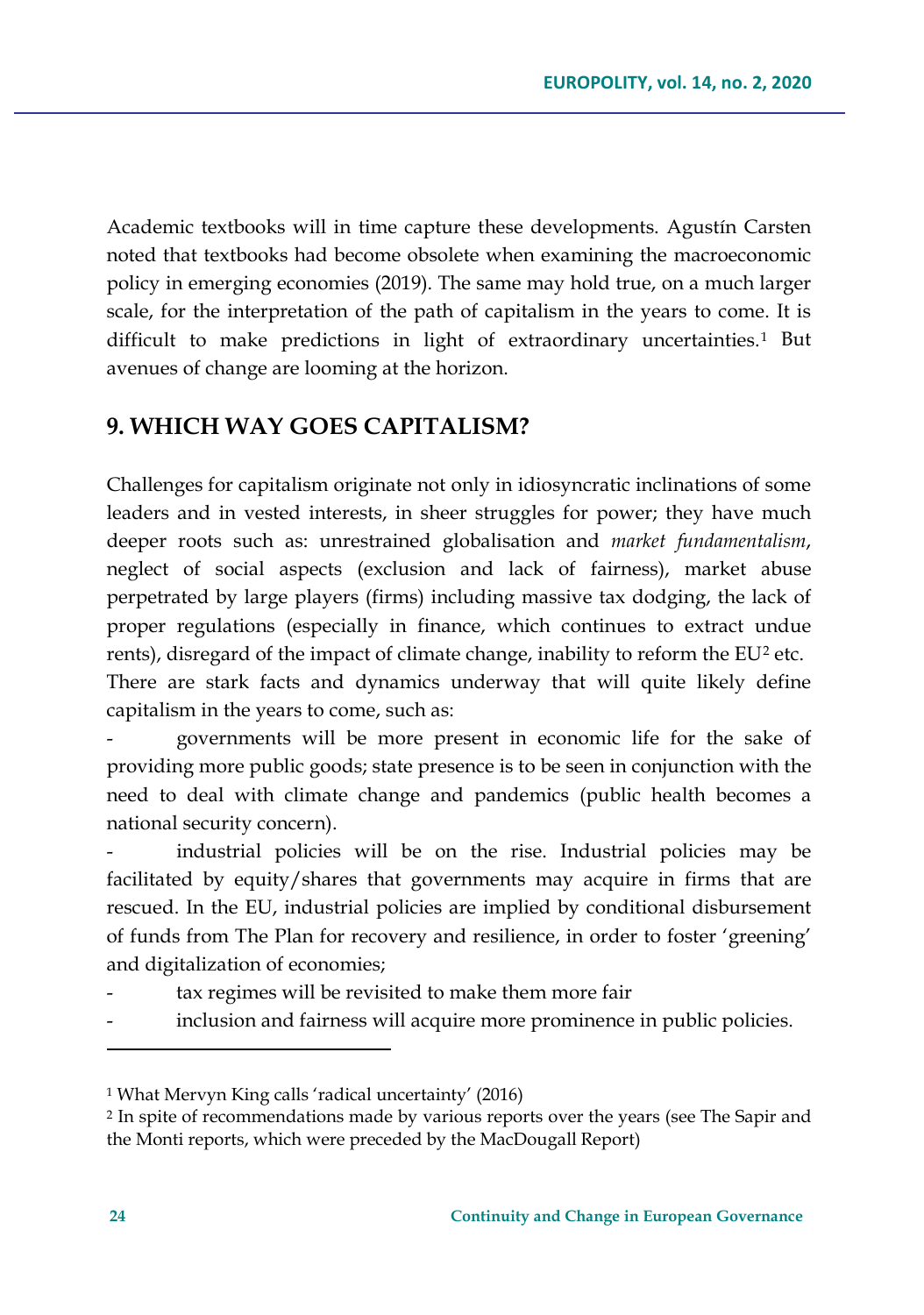Academic textbooks will in time capture these developments. Agustín Carsten noted that textbooks had become obsolete when examining the macroeconomic policy in emerging economies (2019). The same may hold true, on a much larger scale, for the interpretation of the path of capitalism in the years to come. It is difficult to make predictions in light of extraordinary uncertainties.[1] But avenues of change are looming at the horizon.

## 9. WHICH WAY GOES CAPITALISM?

Challenges for capitalism originate not only in idiosyncratic inclinations of some leaders and in vested interests, in sheer struggles for power; they have much deeper roots such as: unrestrained globalisation and *market fundamentalism*, neglect of social aspects (exclusion and lack of fairness), market abuse perpetrated by large players (firms) including massive tax dodging, the lack of proper regulations (especially in finance, which continues to extract undue rents), disregard of the impact of climate change, inability to reform the EU[2] etc. There are stark facts and dynamics underway that will quite likely define capitalism in the years to come, such as:

- governments will be more present in economic life for the sake of providing more public goods; state presence is to be seen in conjunction with the need to deal with climate change and pandemics (public health becomes a national security concern).
- industrial policies will be on the rise. Industrial policies may be facilitated by equity/shares that governments may acquire in firms that are rescued. In the EU, industrial policies are implied by conditional disbursement of funds from The Plan for recovery and resilience, in order to foster 'greening' and digitalization of economies;
- tax regimes will be revisited to make them more fair
- inclusion and fairness will acquire more prominence in public policies.

---

[1] What Mervyn King calls 'radical uncertainty' (2016)

[2] In spite of recommendations made by various reports over the years (see The Sapir and the Monti reports, which were preceded by the MacDougall Report)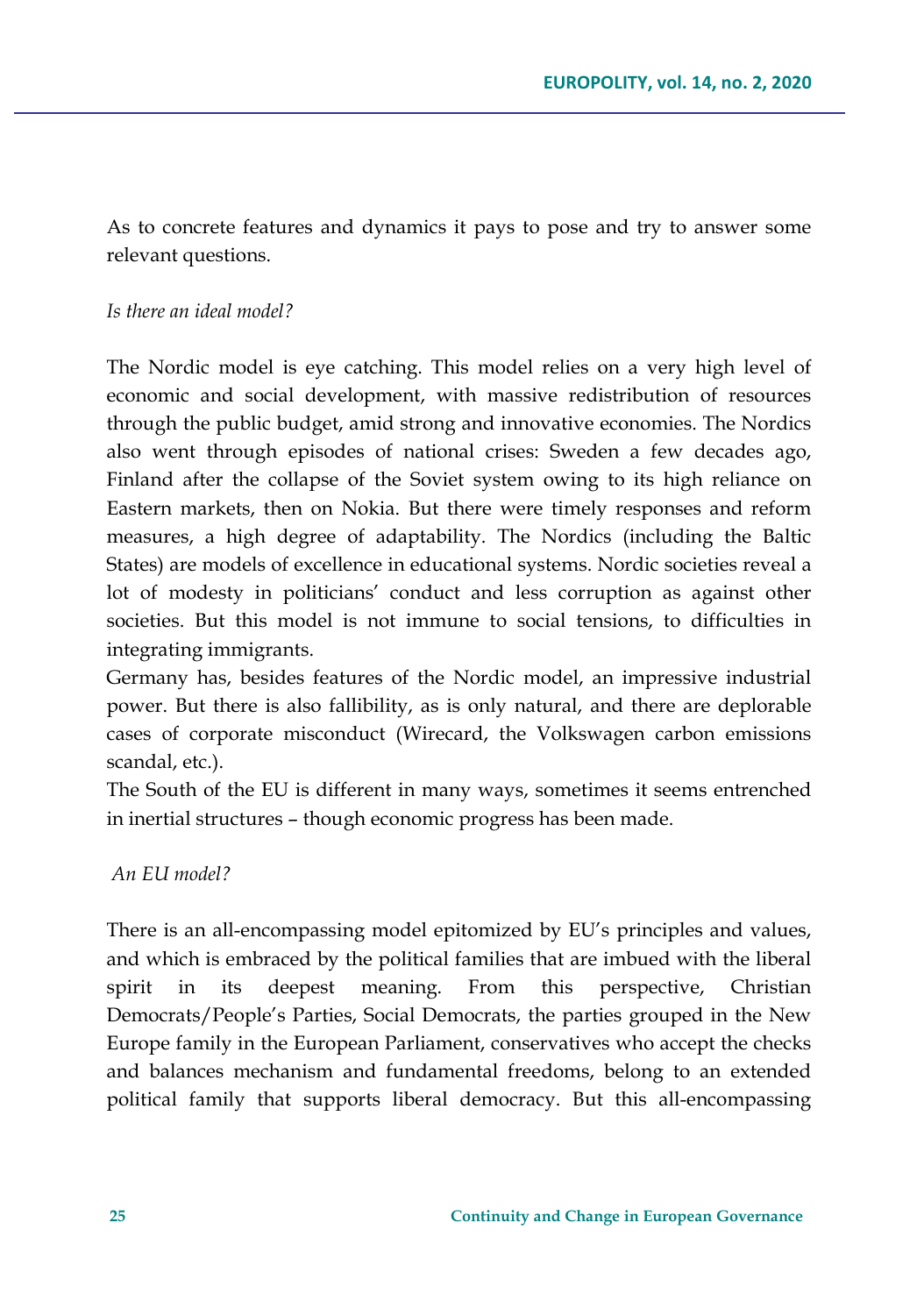As to concrete features and dynamics it pays to pose and try to answer some relevant questions.

*Is there an ideal model?*

The Nordic model is eye catching. This model relies on a very high level of economic and social development, with massive redistribution of resources through the public budget, amid strong and innovative economies. The Nordics also went through episodes of national crises: Sweden a few decades ago, Finland after the collapse of the Soviet system owing to its high reliance on Eastern markets, then on Nokia. But there were timely responses and reform measures, a high degree of adaptability. The Nordics (including the Baltic States) are models of excellence in educational systems. Nordic societies reveal a lot of modesty in politicians' conduct and less corruption as against other societies. But this model is not immune to social tensions, to difficulties in integrating immigrants.

Germany has, besides features of the Nordic model, an impressive industrial power. But there is also fallibility, as is only natural, and there are deplorable cases of corporate misconduct (Wirecard, the Volkswagen carbon emissions scandal, etc.).

The South of the EU is different in many ways, sometimes it seems entrenched in inertial structures – though economic progress has been made.

*An EU model?*

There is an all-encompassing model epitomized by EU's principles and values, and which is embraced by the political families that are imbued with the liberal spirit in its deepest meaning. From this perspective, Christian Democrats/People's Parties, Social Democrats, the parties grouped in the New Europe family in the European Parliament, conservatives who accept the checks and balances mechanism and fundamental freedoms, belong to an extended political family that supports liberal democracy. But this all-encompassing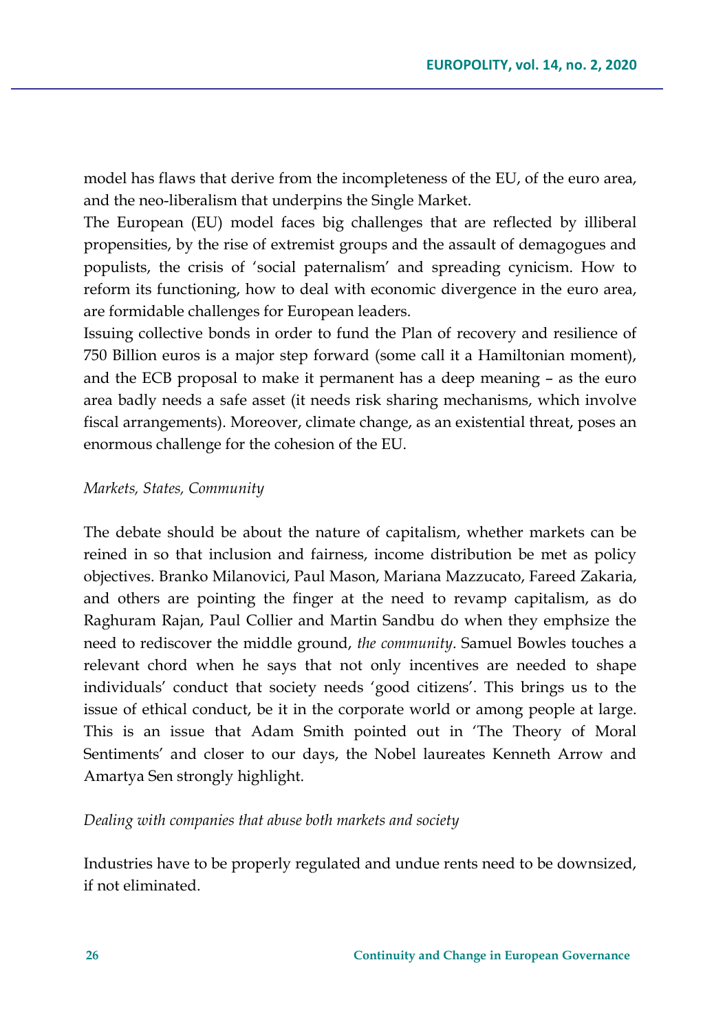model has flaws that derive from the incompleteness of the EU, of the euro area, and the neo-liberalism that underpins the Single Market.

The European (EU) model faces big challenges that are reflected by illiberal propensities, by the rise of extremist groups and the assault of demagogues and populists, the crisis of 'social paternalism' and spreading cynicism. How to reform its functioning, how to deal with economic divergence in the euro area, are formidable challenges for European leaders.

Issuing collective bonds in order to fund the Plan of recovery and resilience of 750 Billion euros is a major step forward (some call it a Hamiltonian moment), and the ECB proposal to make it permanent has a deep meaning – as the euro area badly needs a safe asset (it needs risk sharing mechanisms, which involve fiscal arrangements). Moreover, climate change, as an existential threat, poses an enormous challenge for the cohesion of the EU.

*Markets, States, Community*

The debate should be about the nature of capitalism, whether markets can be reined in so that inclusion and fairness, income distribution be met as policy objectives. Branko Milanovici, Paul Mason, Mariana Mazzucato, Fareed Zakaria, and others are pointing the finger at the need to revamp capitalism, as do Raghuram Rajan, Paul Collier and Martin Sandbu do when they emphsize the need to rediscover the middle ground, *the community*. Samuel Bowles touches a relevant chord when he says that not only incentives are needed to shape individuals' conduct that society needs 'good citizens'. This brings us to the issue of ethical conduct, be it in the corporate world or among people at large. This is an issue that Adam Smith pointed out in 'The Theory of Moral Sentiments' and closer to our days, the Nobel laureates Kenneth Arrow and Amartya Sen strongly highlight.

*Dealing with companies that abuse both markets and society*

Industries have to be properly regulated and undue rents need to be downsized, if not eliminated.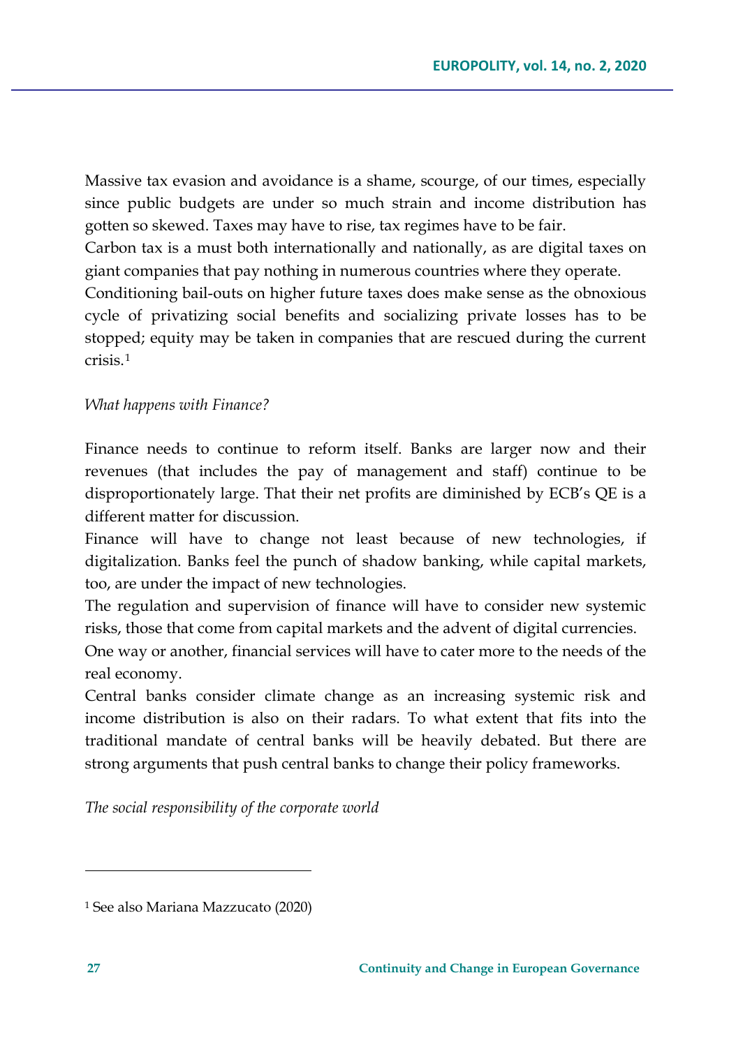Massive tax evasion and avoidance is a shame, scourge, of our times, especially since public budgets are under so much strain and income distribution has gotten so skewed. Taxes may have to rise, tax regimes have to be fair.

Carbon tax is a must both internationally and nationally, as are digital taxes on giant companies that pay nothing in numerous countries where they operate.

Conditioning bail-outs on higher future taxes does make sense as the obnoxious cycle of privatizing social benefits and socializing private losses has to be stopped; equity may be taken in companies that are rescued during the current crisis.[1]

*What happens with Finance?*

Finance needs to continue to reform itself. Banks are larger now and their revenues (that includes the pay of management and staff) continue to be disproportionately large. That their net profits are diminished by ECB's QE is a different matter for discussion.

Finance will have to change not least because of new technologies, if digitalization. Banks feel the punch of shadow banking, while capital markets, too, are under the impact of new technologies.

The regulation and supervision of finance will have to consider new systemic risks, those that come from capital markets and the advent of digital currencies.

One way or another, financial services will have to cater more to the needs of the real economy.

Central banks consider climate change as an increasing systemic risk and income distribution is also on their radars. To what extent that fits into the traditional mandate of central banks will be heavily debated. But there are strong arguments that push central banks to change their policy frameworks.

*The social responsibility of the corporate world*

---

[1] See also Mariana Mazzucato (2020)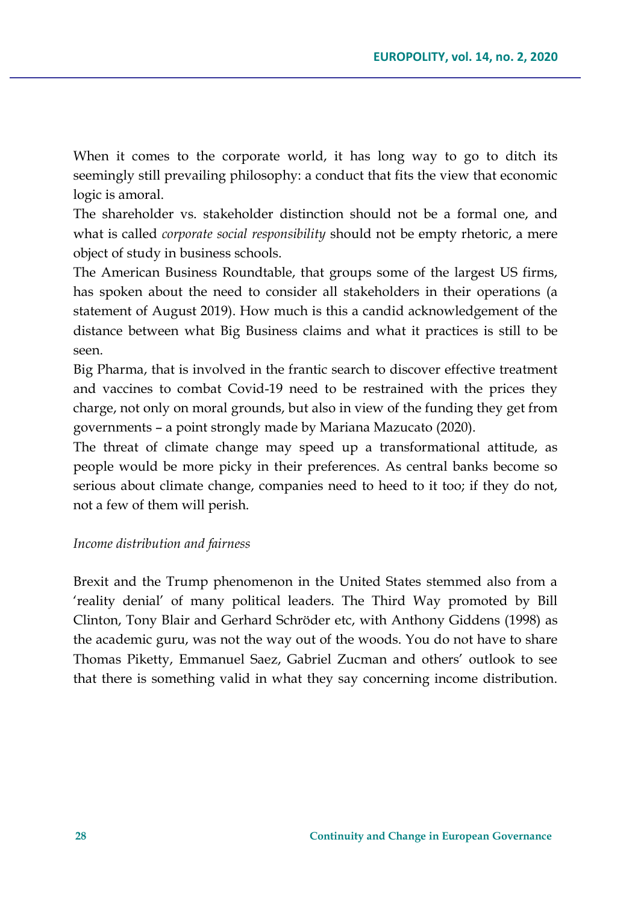When it comes to the corporate world, it has long way to go to ditch its seemingly still prevailing philosophy: a conduct that fits the view that economic logic is amoral.

The shareholder vs. stakeholder distinction should not be a formal one, and what is called *corporate social responsibility* should not be empty rhetoric, a mere object of study in business schools.

The American Business Roundtable, that groups some of the largest US firms, has spoken about the need to consider all stakeholders in their operations (a statement of August 2019). How much is this a candid acknowledgement of the distance between what Big Business claims and what it practices is still to be seen.

Big Pharma, that is involved in the frantic search to discover effective treatment and vaccines to combat Covid-19 need to be restrained with the prices they charge, not only on moral grounds, but also in view of the funding they get from governments – a point strongly made by Mariana Mazucato (2020).

The threat of climate change may speed up a transformational attitude, as people would be more picky in their preferences. As central banks become so serious about climate change, companies need to heed to it too; if they do not, not a few of them will perish.

*Income distribution and fairness*

Brexit and the Trump phenomenon in the United States stemmed also from a 'reality denial' of many political leaders. The Third Way promoted by Bill Clinton, Tony Blair and Gerhard Schröder etc, with Anthony Giddens (1998) as the academic guru, was not the way out of the woods. You do not have to share Thomas Piketty, Emmanuel Saez, Gabriel Zucman and others' outlook to see that there is something valid in what they say concerning income distribution.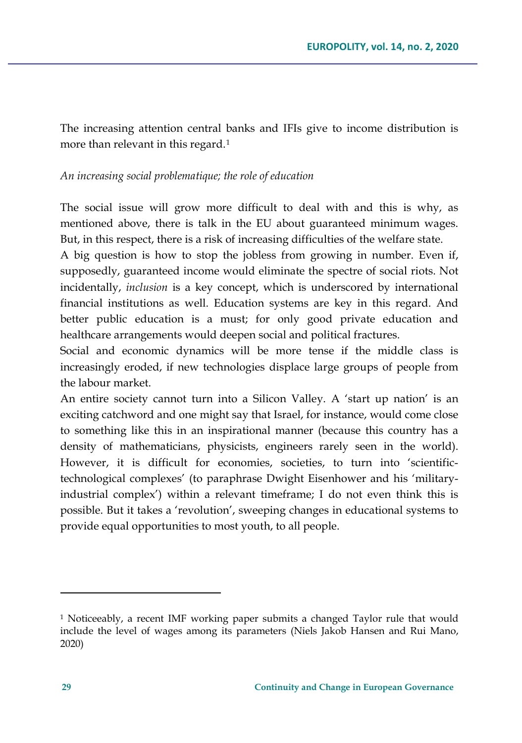The increasing attention central banks and IFIs give to income distribution is more than relevant in this regard.[1]

*An increasing social problematique; the role of education*

The social issue will grow more difficult to deal with and this is why, as mentioned above, there is talk in the EU about guaranteed minimum wages. But, in this respect, there is a risk of increasing difficulties of the welfare state.

A big question is how to stop the jobless from growing in number. Even if, supposedly, guaranteed income would eliminate the spectre of social riots. Not incidentally, *inclusion* is a key concept, which is underscored by international financial institutions as well. Education systems are key in this regard. And better public education is a must; for only good private education and healthcare arrangements would deepen social and political fractures.

Social and economic dynamics will be more tense if the middle class is increasingly eroded, if new technologies displace large groups of people from the labour market.

An entire society cannot turn into a Silicon Valley. A 'start up nation' is an exciting catchword and one might say that Israel, for instance, would come close to something like this in an inspirational manner (because this country has a density of mathematicians, physicists, engineers rarely seen in the world). However, it is difficult for economies, societies, to turn into 'scientific-technological complexes' (to paraphrase Dwight Eisenhower and his 'military-industrial complex') within a relevant timeframe; I do not even think this is possible. But it takes a 'revolution', sweeping changes in educational systems to provide equal opportunities to most youth, to all people.

---

[1] Noticeably, a recent IMF working paper submits a changed Taylor rule that would include the level of wages among its parameters (Niels Jakob Hansen and Rui Mano, 2020)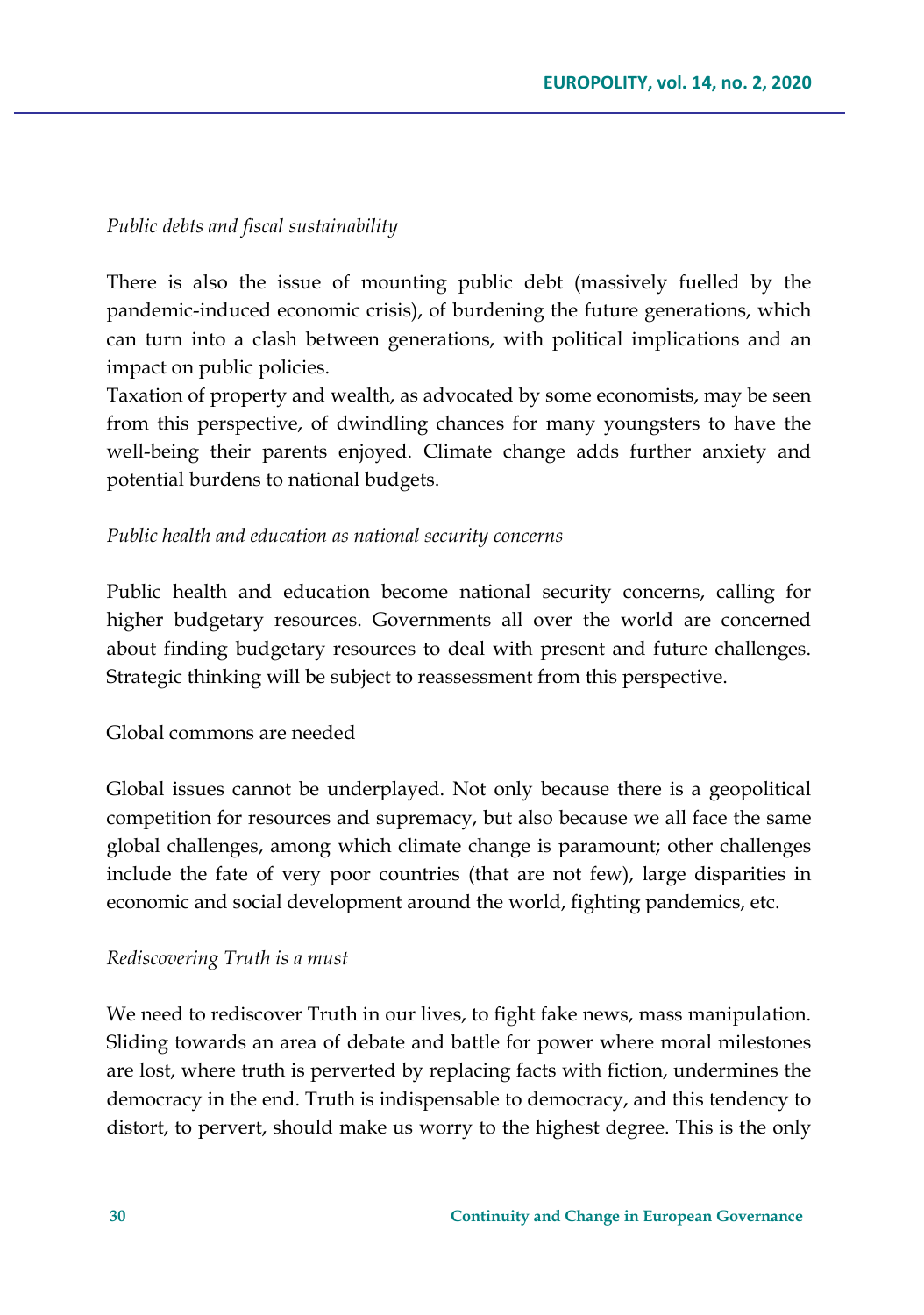*Public debts and fiscal sustainability*

There is also the issue of mounting public debt (massively fuelled by the pandemic-induced economic crisis), of burdening the future generations, which can turn into a clash between generations, with political implications and an impact on public policies.

Taxation of property and wealth, as advocated by some economists, may be seen from this perspective, of dwindling chances for many youngsters to have the well-being their parents enjoyed. Climate change adds further anxiety and potential burdens to national budgets.

*Public health and education as national security concerns*

Public health and education become national security concerns, calling for higher budgetary resources. Governments all over the world are concerned about finding budgetary resources to deal with present and future challenges. Strategic thinking will be subject to reassessment from this perspective.

Global commons are needed

Global issues cannot be underplayed. Not only because there is a geopolitical competition for resources and supremacy, but also because we all face the same global challenges, among which climate change is paramount; other challenges include the fate of very poor countries (that are not few), large disparities in economic and social development around the world, fighting pandemics, etc.

*Rediscovering Truth is a must*

We need to rediscover Truth in our lives, to fight fake news, mass manipulation. Sliding towards an area of debate and battle for power where moral milestones are lost, where truth is perverted by replacing facts with fiction, undermines the democracy in the end. Truth is indispensable to democracy, and this tendency to distort, to pervert, should make us worry to the highest degree. This is the only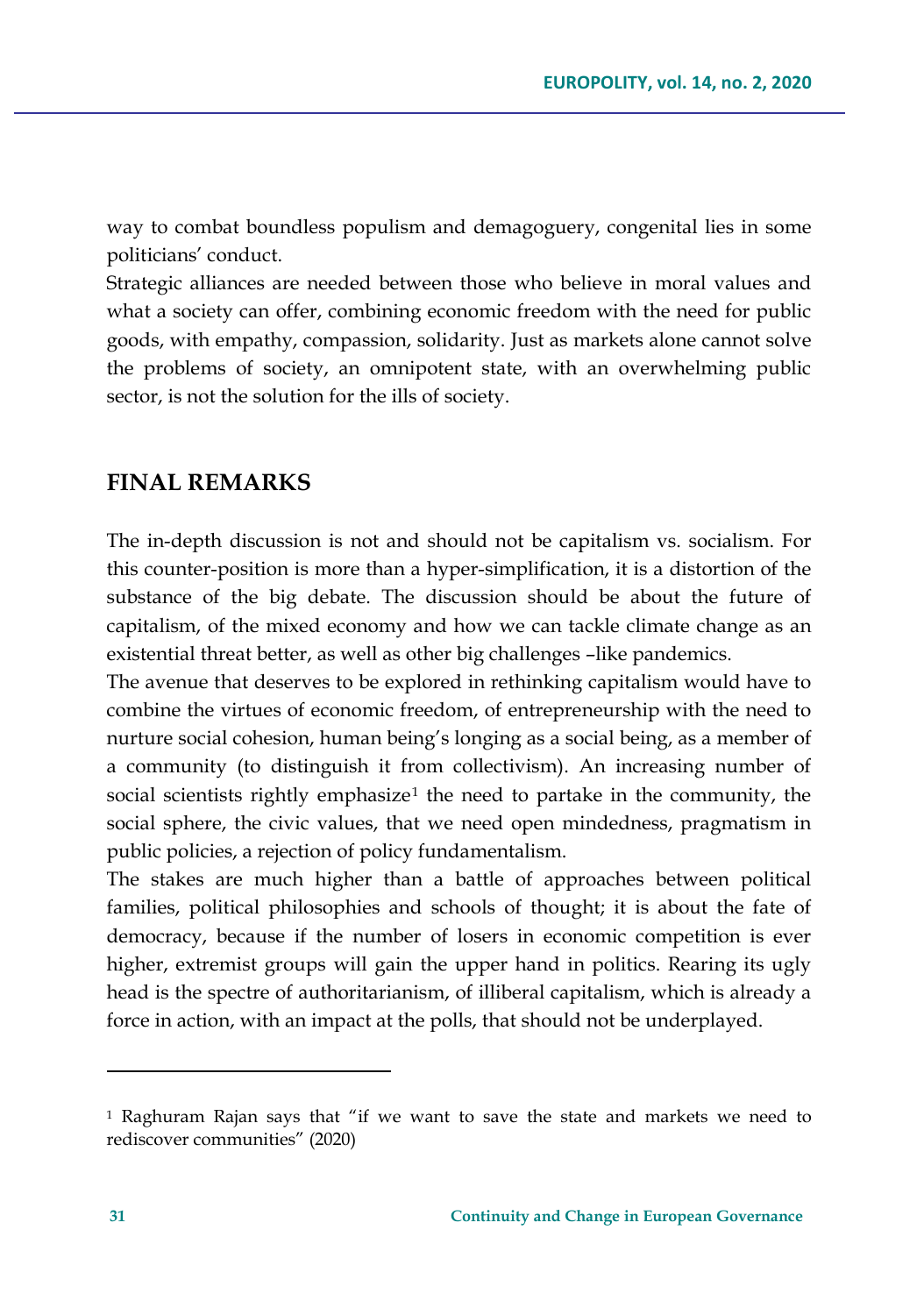way to combat boundless populism and demagoguery, congenital lies in some politicians' conduct.

Strategic alliances are needed between those who believe in moral values and what a society can offer, combining economic freedom with the need for public goods, with empathy, compassion, solidarity. Just as markets alone cannot solve the problems of society, an omnipotent state, with an overwhelming public sector, is not the solution for the ills of society.

## FINAL REMARKS

The in-depth discussion is not and should not be capitalism vs. socialism. For this counter-position is more than a hyper-simplification, it is a distortion of the substance of the big debate. The discussion should be about the future of capitalism, of the mixed economy and how we can tackle climate change as an existential threat better, as well as other big challenges –like pandemics.

The avenue that deserves to be explored in rethinking capitalism would have to combine the virtues of economic freedom, of entrepreneurship with the need to nurture social cohesion, human being's longing as a social being, as a member of a community (to distinguish it from collectivism). An increasing number of social scientists rightly emphasize[1] the need to partake in the community, the social sphere, the civic values, that we need open mindedness, pragmatism in public policies, a rejection of policy fundamentalism.

The stakes are much higher than a battle of approaches between political families, political philosophies and schools of thought; it is about the fate of democracy, because if the number of losers in economic competition is ever higher, extremist groups will gain the upper hand in politics. Rearing its ugly head is the spectre of authoritarianism, of illiberal capitalism, which is already a force in action, with an impact at the polls, that should not be underplayed.

---

[1] Raghuram Rajan says that "if we want to save the state and markets we need to rediscover communities" (2020)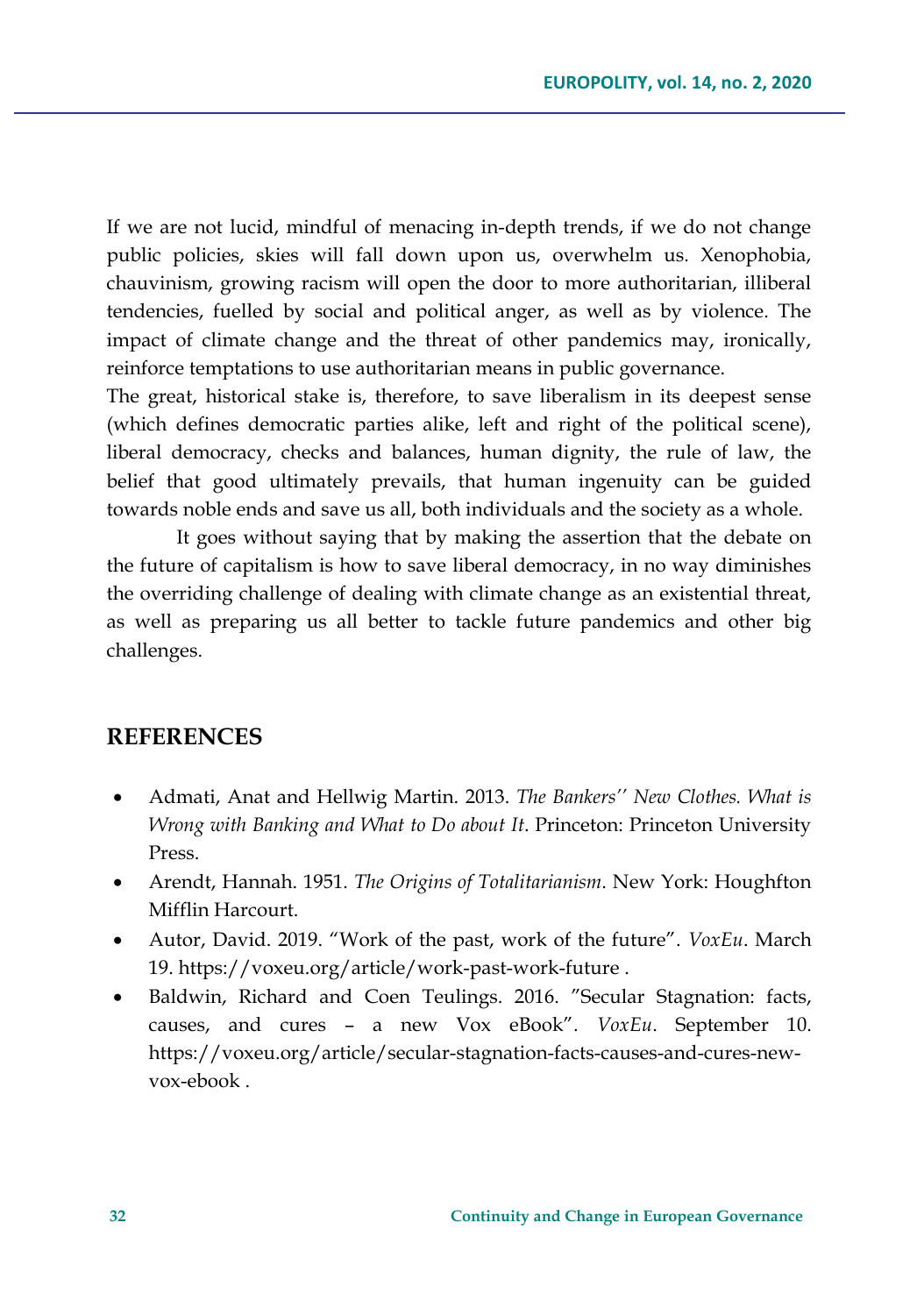If we are not lucid, mindful of menacing in-depth trends, if we do not change public policies, skies will fall down upon us, overwhelm us. Xenophobia, chauvinism, growing racism will open the door to more authoritarian, illiberal tendencies, fuelled by social and political anger, as well as by violence. The impact of climate change and the threat of other pandemics may, ironically, reinforce temptations to use authoritarian means in public governance.

The great, historical stake is, therefore, to save liberalism in its deepest sense (which defines democratic parties alike, left and right of the political scene), liberal democracy, checks and balances, human dignity, the rule of law, the belief that good ultimately prevails, that human ingenuity can be guided towards noble ends and save us all, both individuals and the society as a whole.

It goes without saying that by making the assertion that the debate on the future of capitalism is how to save liberal democracy, in no way diminishes the overriding challenge of dealing with climate change as an existential threat, as well as preparing us all better to tackle future pandemics and other big challenges.

## REFERENCES

- Admati, Anat and Hellwig Martin. 2013. *The Bankers'' New Clothes. What is Wrong with Banking and What to Do about It*. Princeton: Princeton University Press.
- Arendt, Hannah. 1951. *The Origins of Totalitarianism*. New York: Houghfton Mifflin Harcourt.
- Autor, David. 2019. "Work of the past, work of the future". *VoxEu*. March 19. https://voxeu.org/article/work-past-work-future .
- Baldwin, Richard and Coen Teulings. 2016. "Secular Stagnation: facts, causes, and cures – a new Vox eBook". *VoxEu*. September 10. https://voxeu.org/article/secular-stagnation-facts-causes-and-cures-new-vox-ebook .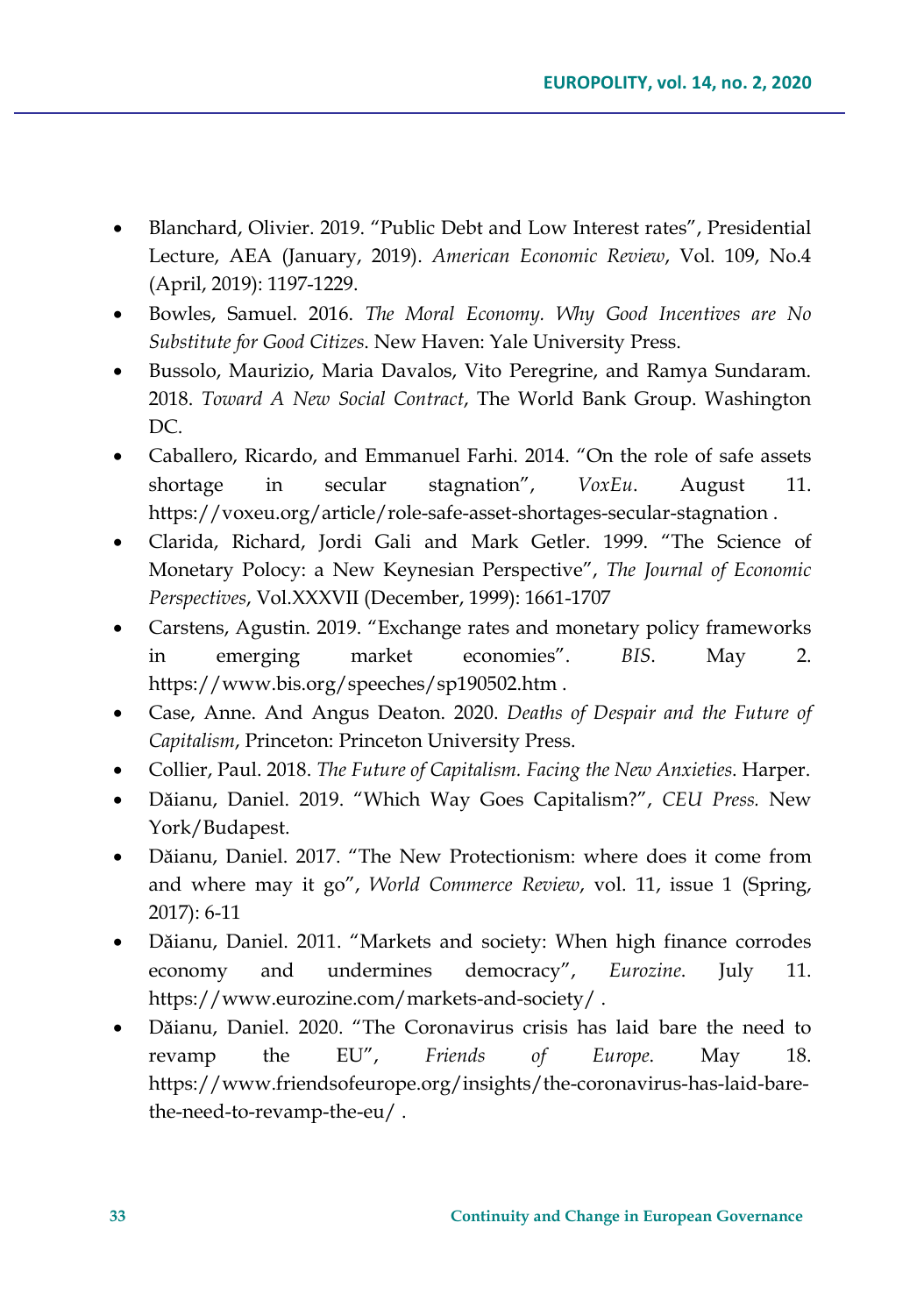- Blanchard, Olivier. 2019. "Public Debt and Low Interest rates", Presidential Lecture, AEA (January, 2019). *American Economic Review*, Vol. 109, No.4 (April, 2019): 1197-1229.
- Bowles, Samuel. 2016. *The Moral Economy. Why Good Incentives are No Substitute for Good Citizes*. New Haven: Yale University Press.
- Bussolo, Maurizio, Maria Davalos, Vito Peregrine, and Ramya Sundaram. 2018. *Toward A New Social Contract*, The World Bank Group. Washington DC.
- Caballero, Ricardo, and Emmanuel Farhi. 2014. "On the role of safe assets shortage in secular stagnation", *VoxEu*. August 11. https://voxeu.org/article/role-safe-asset-shortages-secular-stagnation .
- Clarida, Richard, Jordi Gali and Mark Getler. 1999. "The Science of Monetary Polocy: a New Keynesian Perspective", *The Journal of Economic Perspectives*, Vol.XXXVII (December, 1999): 1661-1707
- Carstens, Agustin. 2019. "Exchange rates and monetary policy frameworks in emerging market economies". *BIS*. May 2. https://www.bis.org/speeches/sp190502.htm .
- Case, Anne. And Angus Deaton. 2020. *Deaths of Despair and the Future of Capitalism*, Princeton: Princeton University Press.
- Collier, Paul. 2018. *The Future of Capitalism. Facing the New Anxieties*. Harper.
- Dăianu, Daniel. 2019. "Which Way Goes Capitalism?", *CEU Press.* New York/Budapest.
- Dăianu, Daniel. 2017. "The New Protectionism: where does it come from and where may it go", *World Commerce Review*, vol. 11, issue 1 (Spring, 2017): 6-11
- Dăianu, Daniel. 2011. "Markets and society: When high finance corrodes economy and undermines democracy", *Eurozine*. July 11. https://www.eurozine.com/markets-and-society/ .
- Dăianu, Daniel. 2020. "The Coronavirus crisis has laid bare the need to revamp the EU", *Friends of Europe*. May 18. https://www.friendsofeurope.org/insights/the-coronavirus-has-laid-bare-the-need-to-revamp-the-eu/ .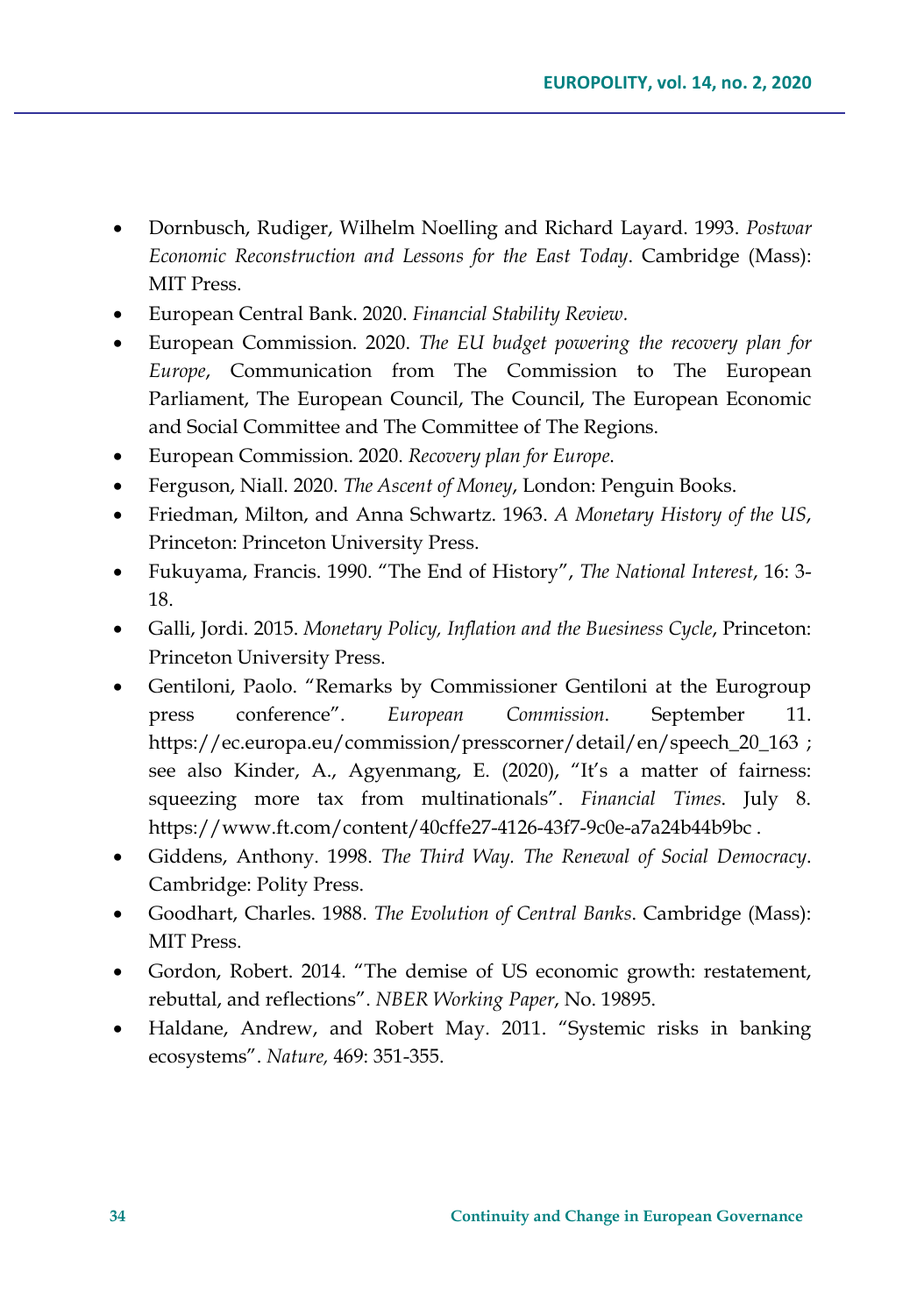- Dornbusch, Rudiger, Wilhelm Noelling and Richard Layard. 1993. *Postwar Economic Reconstruction and Lessons for the East Today*. Cambridge (Mass): MIT Press.
- European Central Bank. 2020. *Financial Stability Review.*
- European Commission. 2020. *The EU budget powering the recovery plan for Europe*, Communication from The Commission to The European Parliament, The European Council, The Council, The European Economic and Social Committee and The Committee of The Regions.
- European Commission. 2020. *Recovery plan for Europe*.
- Ferguson, Niall. 2020. *The Ascent of Money*, London: Penguin Books.
- Friedman, Milton, and Anna Schwartz. 1963. *A Monetary History of the US*, Princeton: Princeton University Press.
- Fukuyama, Francis. 1990. "The End of History", *The National Interest*, 16: 3-18.
- Galli, Jordi. 2015. *Monetary Policy, Inflation and the Buesiness Cycle*, Princeton: Princeton University Press.
- Gentiloni, Paolo. "Remarks by Commissioner Gentiloni at the Eurogroup press conference". *European Commission*. September 11. https://ec.europa.eu/commission/presscorner/detail/en/speech_20_163 ; see also Kinder, A., Agyenmang, E. (2020), "It's a matter of fairness: squeezing more tax from multinationals". *Financial Times*. July 8. https://www.ft.com/content/40cffe27-4126-43f7-9c0e-a7a24b44b9bc .
- Giddens, Anthony. 1998. *The Third Way. The Renewal of Social Democracy*. Cambridge: Polity Press.
- Goodhart, Charles. 1988. *The Evolution of Central Banks*. Cambridge (Mass): MIT Press.
- Gordon, Robert. 2014. "The demise of US economic growth: restatement, rebuttal, and reflections". *NBER Working Paper*, No. 19895.
- Haldane, Andrew, and Robert May. 2011. "Systemic risks in banking ecosystems". *Nature,* 469: 351-355.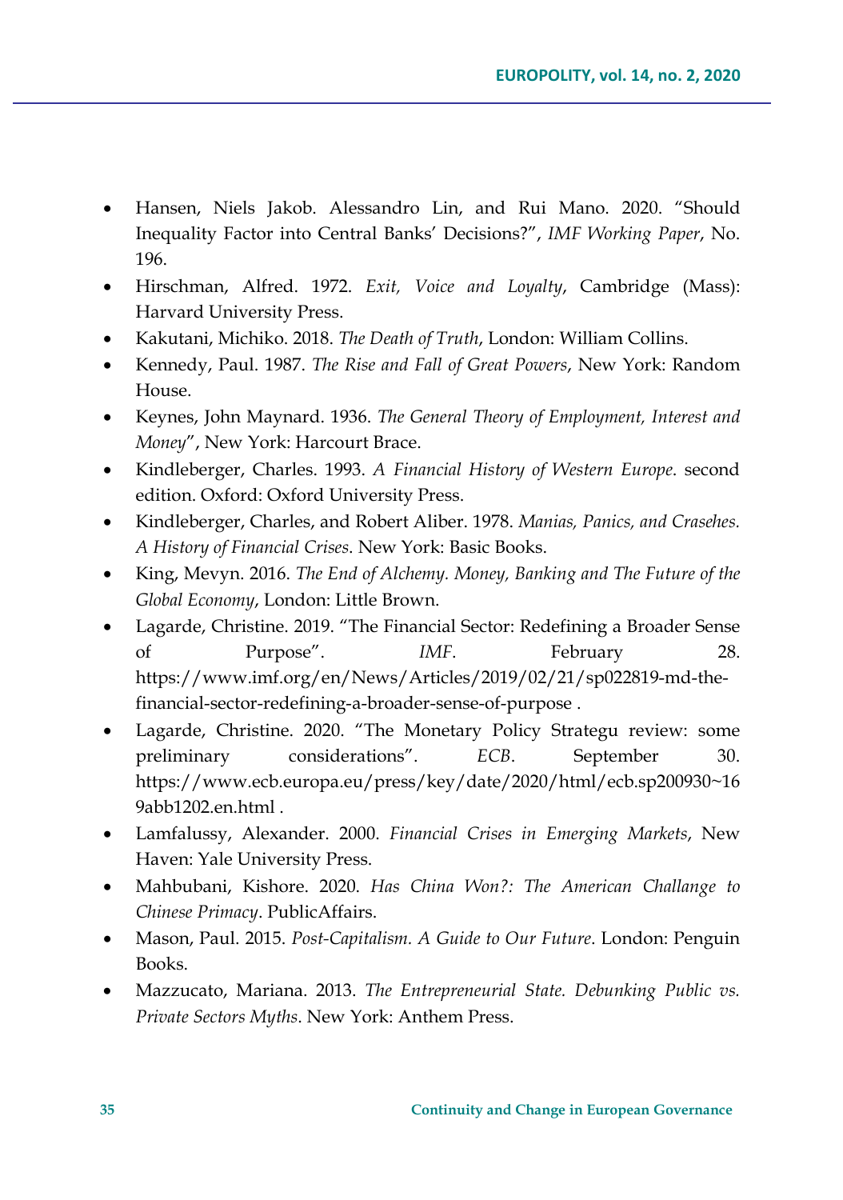- Hansen, Niels Jakob. Alessandro Lin, and Rui Mano. 2020. "Should Inequality Factor into Central Banks' Decisions?", *IMF Working Paper*, No. 196.
- Hirschman, Alfred. 1972. *Exit, Voice and Loyalty*, Cambridge (Mass): Harvard University Press.
- Kakutani, Michiko. 2018. *The Death of Truth*, London: William Collins.
- Kennedy, Paul. 1987. *The Rise and Fall of Great Powers*, New York: Random House.
- Keynes, John Maynard. 1936. *The General Theory of Employment, Interest and Money*", New York: Harcourt Brace.
- Kindleberger, Charles. 1993. *A Financial History of Western Europe*. second edition. Oxford: Oxford University Press.
- Kindleberger, Charles, and Robert Aliber. 1978. *Manias, Panics, and Crasehes. A History of Financial Crises*. New York: Basic Books.
- King, Mevyn. 2016. *The End of Alchemy. Money, Banking and The Future of the Global Economy*, London: Little Brown.
- Lagarde, Christine. 2019. "The Financial Sector: Redefining a Broader Sense of Purpose". *IMF*. February 28. https://www.imf.org/en/News/Articles/2019/02/21/sp022819-md-the-financial-sector-redefining-a-broader-sense-of-purpose .
- Lagarde, Christine. 2020. "The Monetary Policy Strategu review: some preliminary considerations". *ECB*. September 30. https://www.ecb.europa.eu/press/key/date/2020/html/ecb.sp200930~169abb1202.en.html .
- Lamfalussy, Alexander. 2000. *Financial Crises in Emerging Markets*, New Haven: Yale University Press.
- Mahbubani, Kishore. 2020. *Has China Won?: The American Challange to Chinese Primacy*. PublicAffairs.
- Mason, Paul. 2015. *Post-Capitalism. A Guide to Our Future*. London: Penguin Books.
- Mazzucato, Mariana. 2013. *The Entrepreneurial State. Debunking Public vs. Private Sectors Myths*. New York: Anthem Press.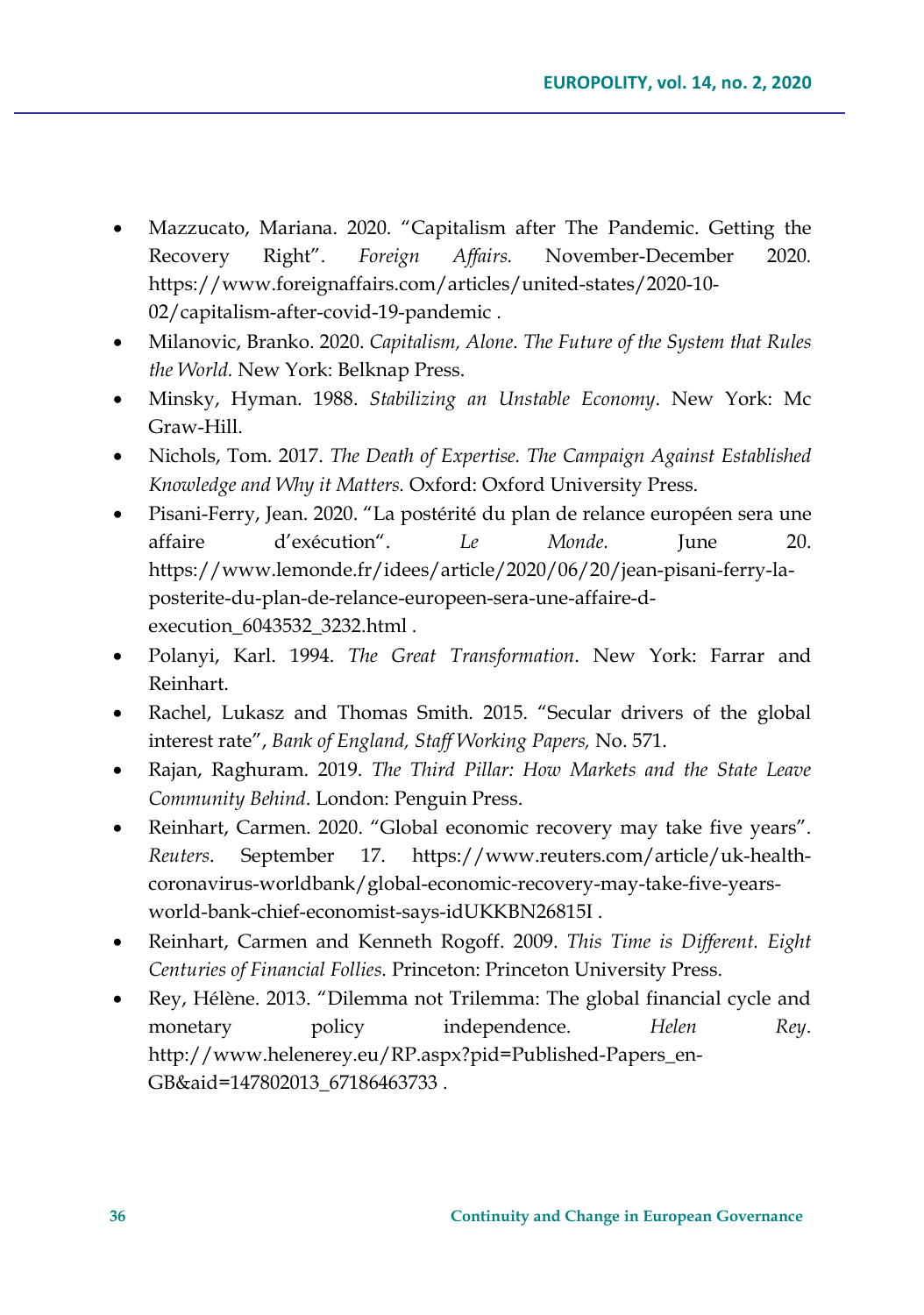- Mazzucato, Mariana. 2020. "Capitalism after The Pandemic. Getting the Recovery Right". *Foreign Affairs.* November-December 2020. https://www.foreignaffairs.com/articles/united-states/2020-10-02/capitalism-after-covid-19-pandemic .
- Milanovic, Branko. 2020. *Capitalism, Alone. The Future of the System that Rules the World.* New York: Belknap Press.
- Minsky, Hyman. 1988. *Stabilizing an Unstable Economy*. New York: Mc Graw-Hill.
- Nichols, Tom. 2017. *The Death of Expertise. The Campaign Against Established Knowledge and Why it Matters.* Oxford: Oxford University Press.
- Pisani-Ferry, Jean. 2020. "La postérité du plan de relance européen sera une affaire d'exécution". *Le Monde.* June 20. https://www.lemonde.fr/idees/article/2020/06/20/jean-pisani-ferry-la-posterite-du-plan-de-relance-europeen-sera-une-affaire-d-execution_6043532_3232.html .
- Polanyi, Karl. 1994. *The Great Transformation*. New York: Farrar and Reinhart.
- Rachel, Lukasz and Thomas Smith. 2015. "Secular drivers of the global interest rate", *Bank of England, Staff Working Papers,* No. 571.
- Rajan, Raghuram. 2019. *The Third Pillar: How Markets and the State Leave Community Behind*. London: Penguin Press.
- Reinhart, Carmen. 2020. "Global economic recovery may take five years". *Reuters*. September 17. https://www.reuters.com/article/uk-health-coronavirus-worldbank/global-economic-recovery-may-take-five-years-world-bank-chief-economist-says-idUKKBN26815I .
- Reinhart, Carmen and Kenneth Rogoff. 2009. *This Time is Different. Eight Centuries of Financial Follies*. Princeton: Princeton University Press.
- Rey, Hélène. 2013. "Dilemma not Trilemma: The global financial cycle and monetary policy independence. *Helen Rey*. http://www.helenerey.eu/RP.aspx?pid=Published-Papers_en-GB&aid=147802013_67186463733 .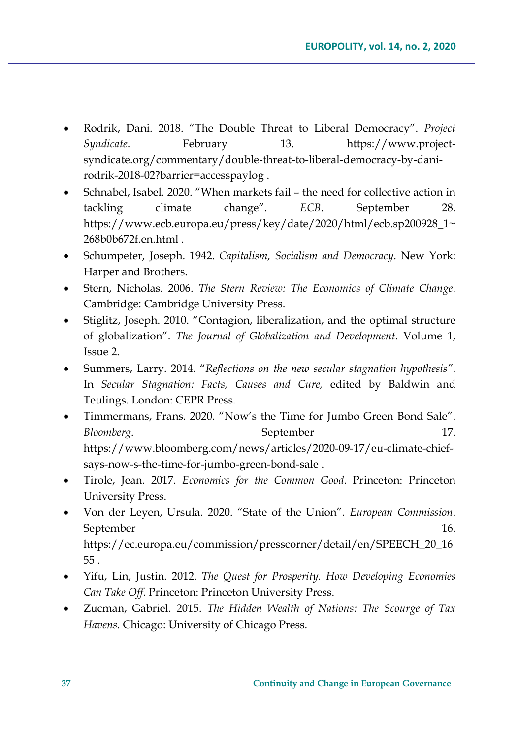- Rodrik, Dani. 2018. "The Double Threat to Liberal Democracy". *Project Syndicate*. February 13. https://www.project-syndicate.org/commentary/double-threat-to-liberal-democracy-by-dani-rodrik-2018-02?barrier=accesspaylog .
- Schnabel, Isabel. 2020. "When markets fail – the need for collective action in tackling climate change". *ECB*. September 28. https://www.ecb.europa.eu/press/key/date/2020/html/ecb.sp200928_1~268b0b672f.en.html .
- Schumpeter, Joseph. 1942. *Capitalism, Socialism and Democracy*. New York: Harper and Brothers.
- Stern, Nicholas. 2006. *The Stern Review: The Economics of Climate Change*. Cambridge: Cambridge University Press.
- Stiglitz, Joseph. 2010. "Contagion, liberalization, and the optimal structure of globalization". *The Journal of Globalization and Development.* Volume 1, Issue 2.
- Summers, Larry. 2014. "*Reflections on the new secular stagnation hypothesis*". In *Secular Stagnation: Facts, Causes and Cure,* edited by Baldwin and Teulings. London: CEPR Press.
- Timmermans, Frans. 2020. "Now's the Time for Jumbo Green Bond Sale". *Bloomberg*. September 17. https://www.bloomberg.com/news/articles/2020-09-17/eu-climate-chief-says-now-s-the-time-for-jumbo-green-bond-sale .
- Tirole, Jean. 2017. *Economics for the Common Good*. Princeton: Princeton University Press.
- Von der Leyen, Ursula. 2020. "State of the Union". *European Commission*. September 16. https://ec.europa.eu/commission/presscorner/detail/en/SPEECH_20_1655 .
- Yifu, Lin, Justin. 2012. *The Quest for Prosperity. How Developing Economies Can Take Off*. Princeton: Princeton University Press.
- Zucman, Gabriel. 2015. *The Hidden Wealth of Nations: The Scourge of Tax Havens*. Chicago: University of Chicago Press.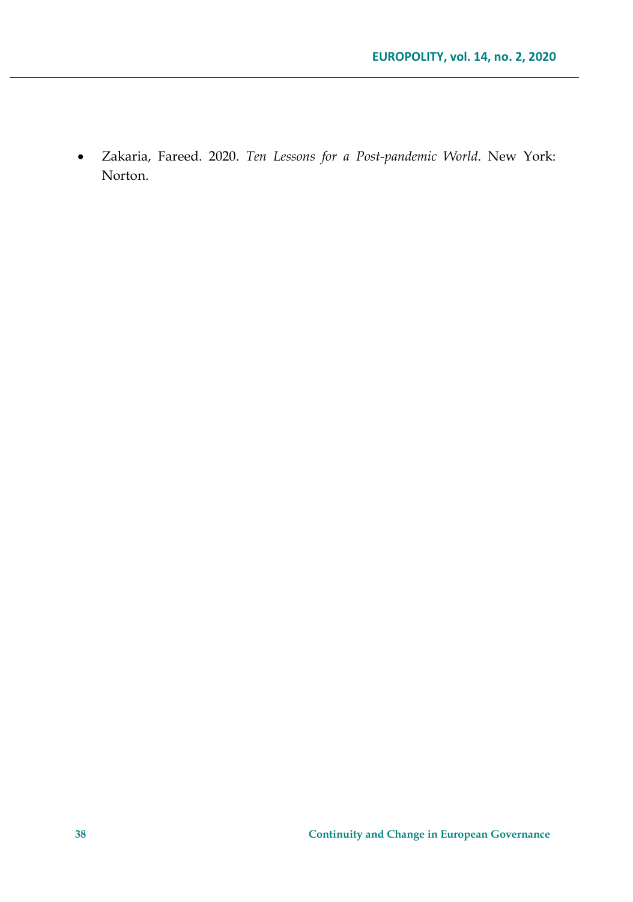- Zakaria, Fareed. 2020. *Ten Lessons for a Post-pandemic World*. New York: Norton.